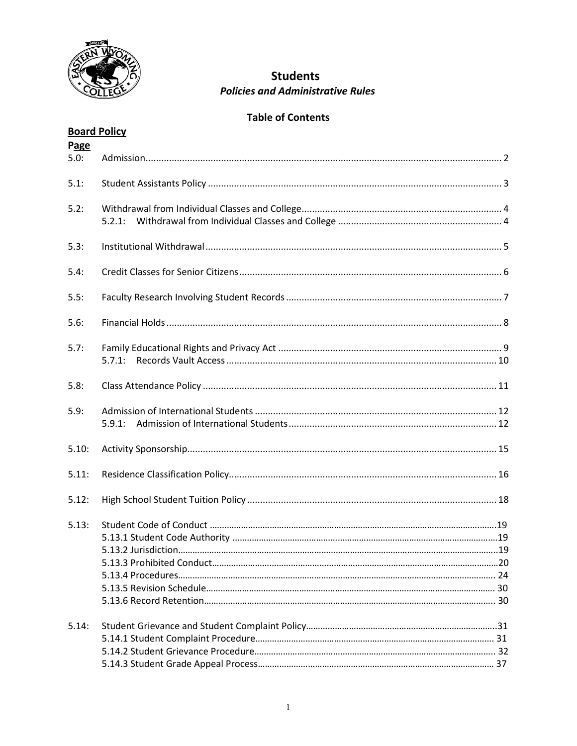# Students

## *Policies and Administrative Rules*

### Table of Contents

**Board Policy**

**Page**

| | | |
|---|---|---|
| 5.0: | Admission | 2 |
| 5.1: | Student Assistants Policy | 3 |
| 5.2: | Withdrawal from Individual Classes and College | 4 |
| | 5.2.1: Withdrawal from Individual Classes and College | 4 |
| 5.3: | Institutional Withdrawal | 5 |
| 5.4: | Credit Classes for Senior Citizens | 6 |
| 5.5: | Faculty Research Involving Student Records | 7 |
| 5.6: | Financial Holds | 8 |
| 5.7: | Family Educational Rights and Privacy Act | 9 |
| | 5.7.1: Records Vault Access | 10 |
| 5.8: | Class Attendance Policy | 11 |
| 5.9: | Admission of International Students | 12 |
| | 5.9.1: Admission of International Students | 12 |
| 5.10: | Activity Sponsorship | 15 |
| 5.11: | Residence Classification Policy | 16 |
| 5.12: | High School Student Tuition Policy | 18 |
| 5.13: | Student Code of Conduct | 19 |
| | 5.13.1 Student Code Authority | 19 |
| | 5.13.2 Jurisdiction | 19 |
| | 5.13.3 Prohibited Conduct | 20 |
| | 5.13.4 Procedures | 24 |
| | 5.13.5 Revision Schedule | 30 |
| | 5.13.6 Record Retention | 30 |
| 5.14: | Student Grievance and Student Complaint Policy | 31 |
| | 5.14.1 Student Complaint Procedure | 31 |
| | 5.14.2 Student Grievance Procedure | 32 |
| | 5.14.3 Student Grade Appeal Process | 37 |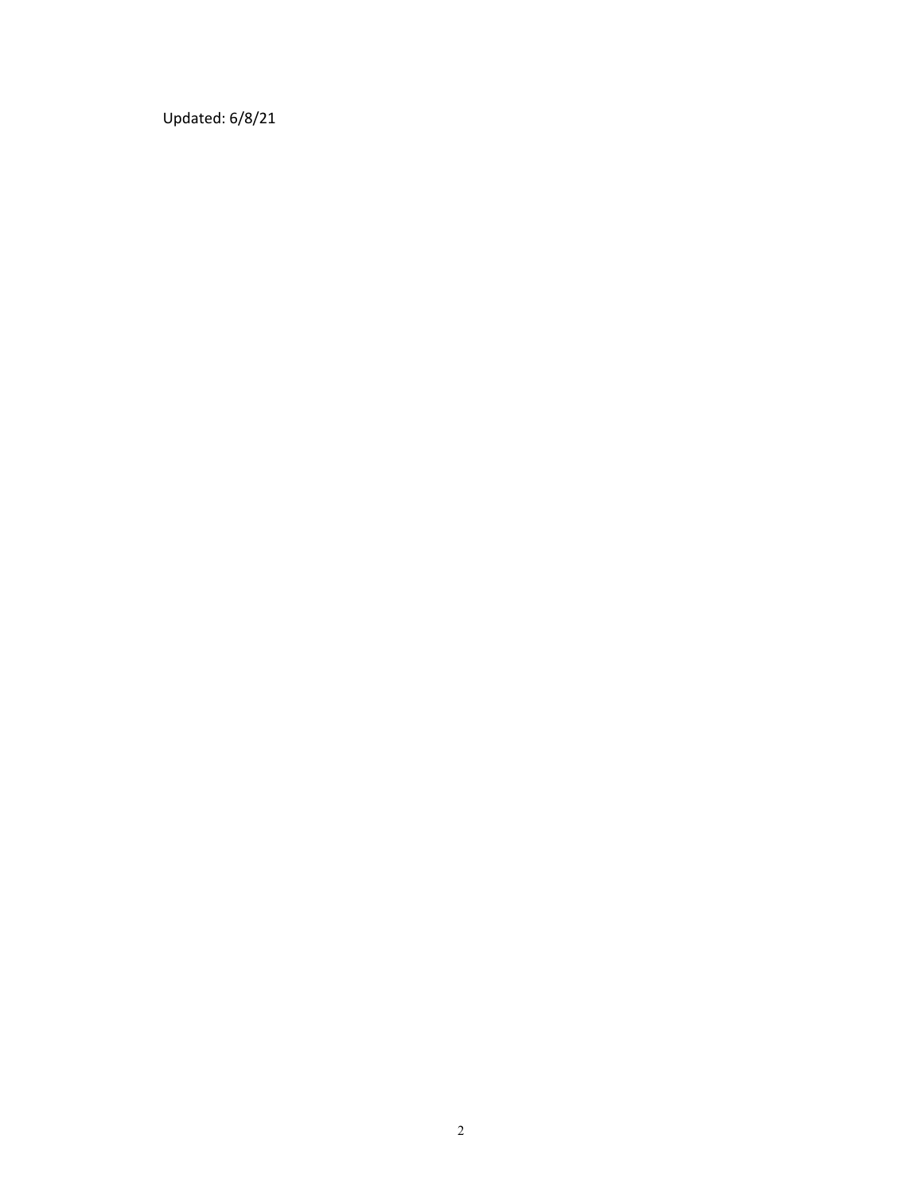Updated: 6/8/21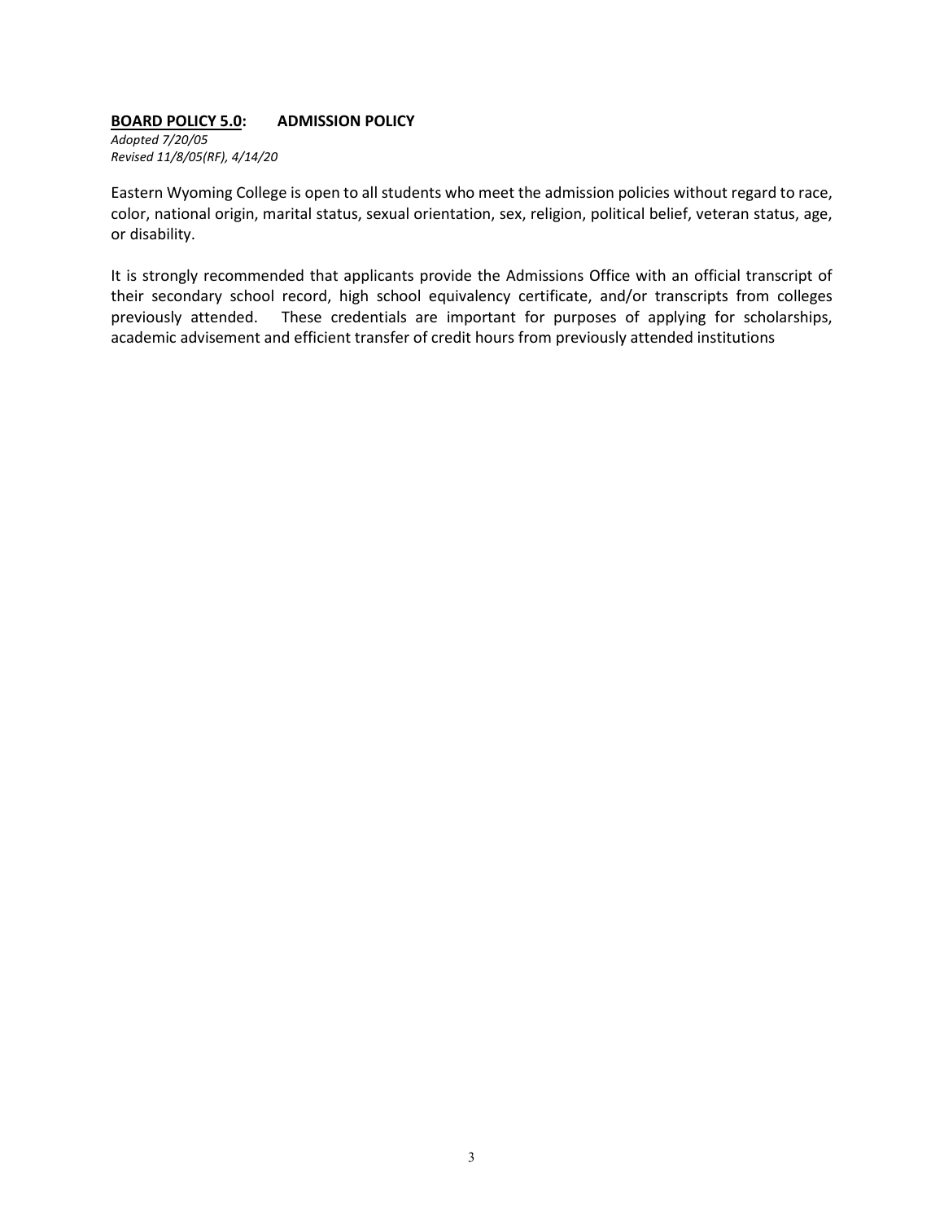## **<u>BOARD POLICY 5.0</u>: ADMISSION POLICY**

*Adopted 7/20/05*
*Revised 11/8/05(RF), 4/14/20*

Eastern Wyoming College is open to all students who meet the admission policies without regard to race, color, national origin, marital status, sexual orientation, sex, religion, political belief, veteran status, age, or disability.

It is strongly recommended that applicants provide the Admissions Office with an official transcript of their secondary school record, high school equivalency certificate, and/or transcripts from colleges previously attended. These credentials are important for purposes of applying for scholarships, academic advisement and efficient transfer of credit hours from previously attended institutions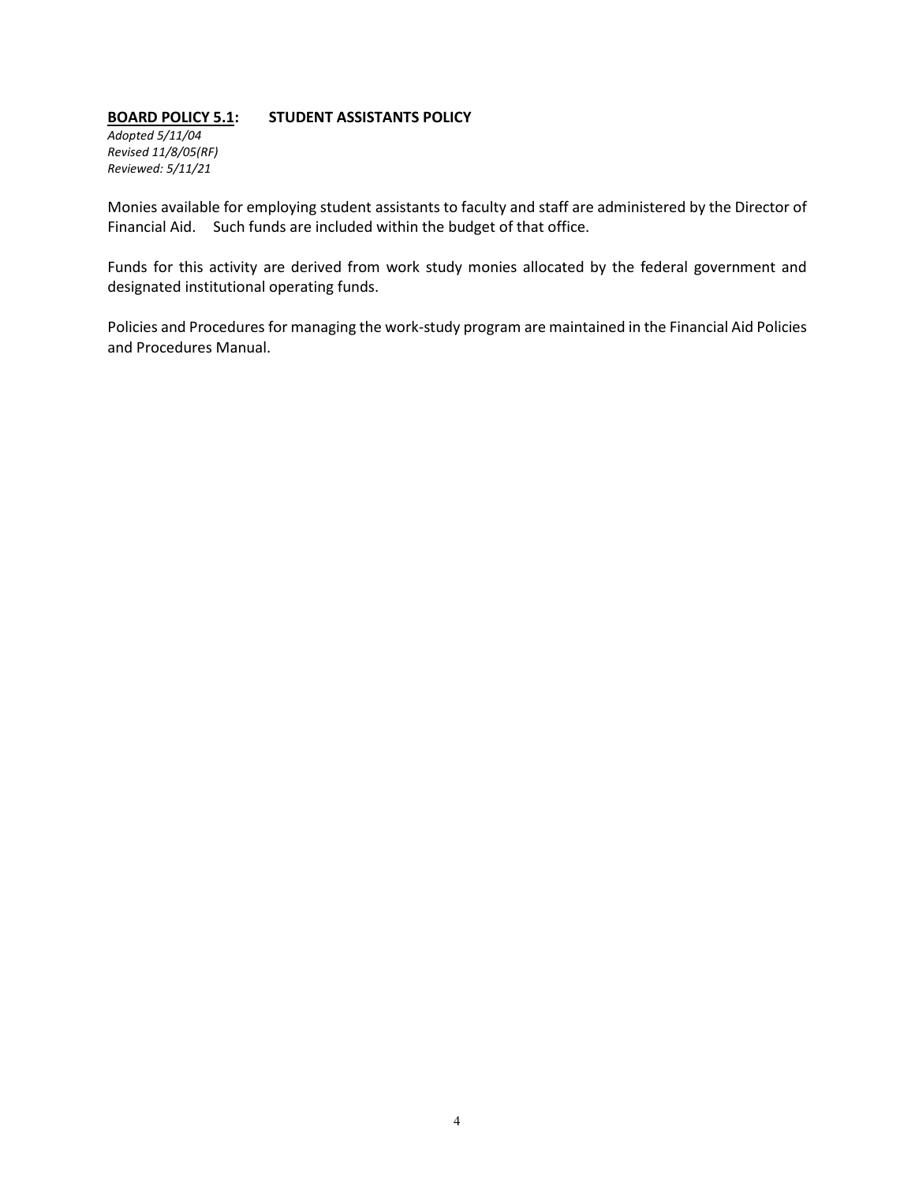**BOARD POLICY 5.1: STUDENT ASSISTANTS POLICY**

*Adopted 5/11/04*
*Revised 11/8/05(RF)*
*Reviewed: 5/11/21*

Monies available for employing student assistants to faculty and staff are administered by the Director of Financial Aid. Such funds are included within the budget of that office.

Funds for this activity are derived from work study monies allocated by the federal government and designated institutional operating funds.

Policies and Procedures for managing the work-study program are maintained in the Financial Aid Policies and Procedures Manual.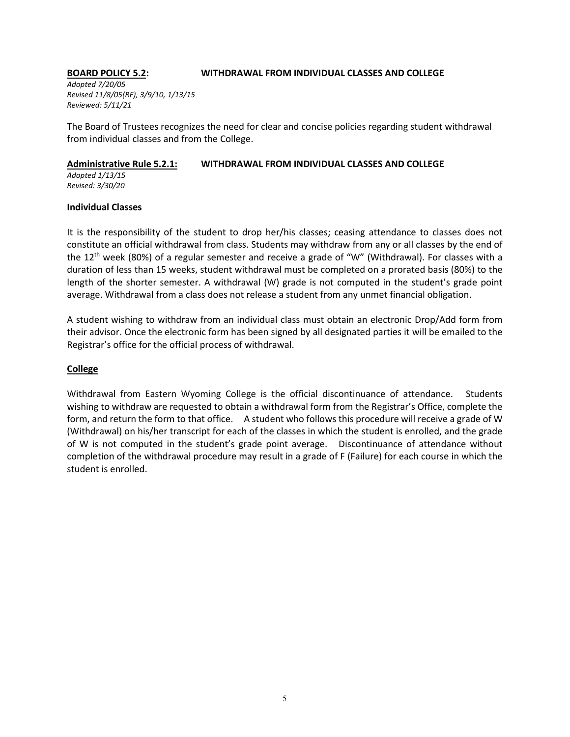**BOARD POLICY 5.2: WITHDRAWAL FROM INDIVIDUAL CLASSES AND COLLEGE**

*Adopted 7/20/05*
*Revised 11/8/05(RF), 3/9/10, 1/13/15*
*Reviewed: 5/11/21*

The Board of Trustees recognizes the need for clear and concise policies regarding student withdrawal from individual classes and from the College.

**Administrative Rule 5.2.1: WITHDRAWAL FROM INDIVIDUAL CLASSES AND COLLEGE**

*Adopted 1/13/15*
*Revised: 3/30/20*

**Individual Classes**

It is the responsibility of the student to drop her/his classes; ceasing attendance to classes does not constitute an official withdrawal from class. Students may withdraw from any or all classes by the end of the 12th week (80%) of a regular semester and receive a grade of "W" (Withdrawal). For classes with a duration of less than 15 weeks, student withdrawal must be completed on a prorated basis (80%) to the length of the shorter semester. A withdrawal (W) grade is not computed in the student's grade point average. Withdrawal from a class does not release a student from any unmet financial obligation.

A student wishing to withdraw from an individual class must obtain an electronic Drop/Add form from their advisor. Once the electronic form has been signed by all designated parties it will be emailed to the Registrar's office for the official process of withdrawal.

**College**

Withdrawal from Eastern Wyoming College is the official discontinuance of attendance. Students wishing to withdraw are requested to obtain a withdrawal form from the Registrar's Office, complete the form, and return the form to that office. A student who follows this procedure will receive a grade of W (Withdrawal) on his/her transcript for each of the classes in which the student is enrolled, and the grade of W is not computed in the student's grade point average. Discontinuance of attendance without completion of the withdrawal procedure may result in a grade of F (Failure) for each course in which the student is enrolled.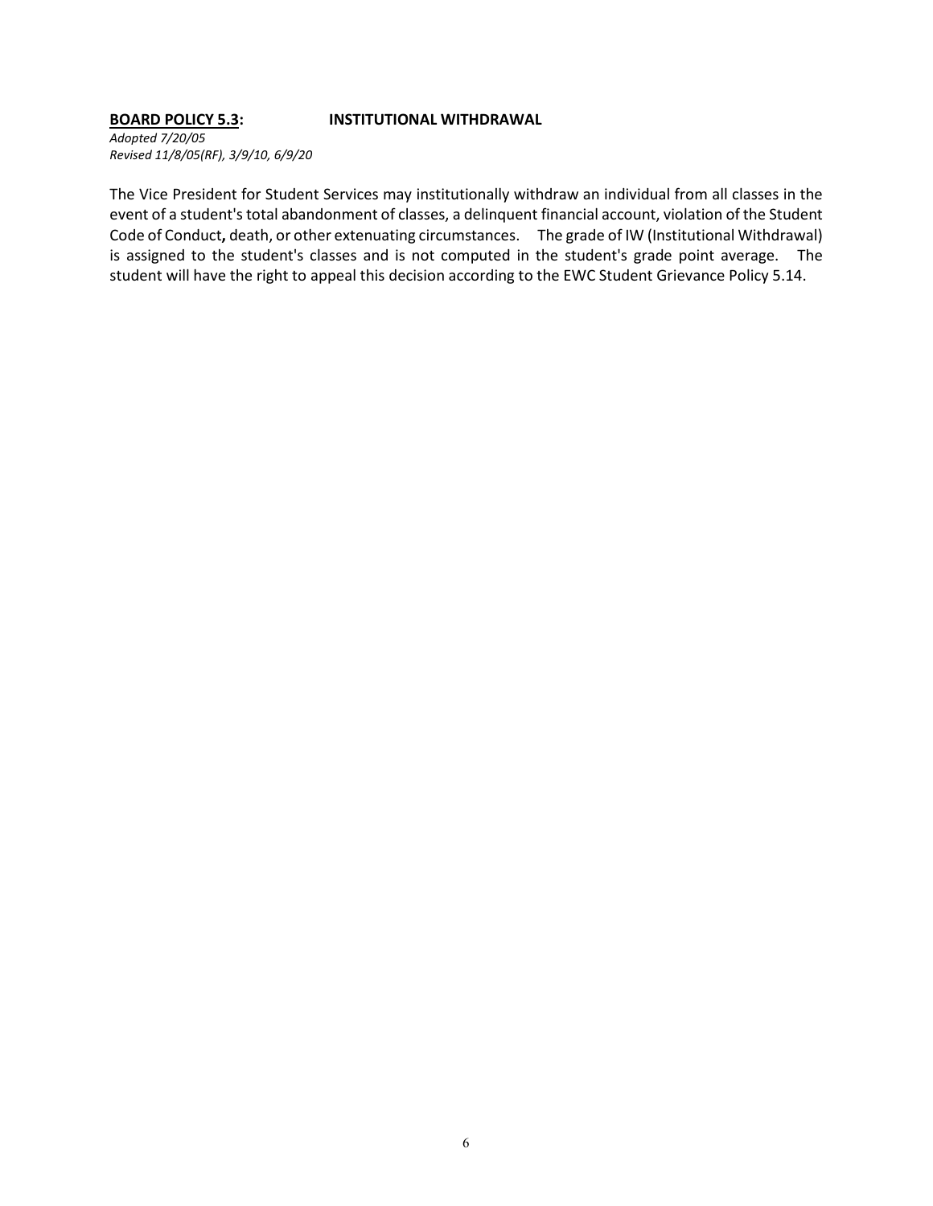**<u>BOARD POLICY 5.3</u>:** **INSTITUTIONAL WITHDRAWAL**

*Adopted 7/20/05*
*Revised 11/8/05(RF), 3/9/10, 6/9/20*

The Vice President for Student Services may institutionally withdraw an individual from all classes in the event of a student's total abandonment of classes, a delinquent financial account, violation of the Student Code of Conduct**,** death, or other extenuating circumstances. The grade of IW (Institutional Withdrawal) is assigned to the student's classes and is not computed in the student's grade point average. The student will have the right to appeal this decision according to the EWC Student Grievance Policy 5.14.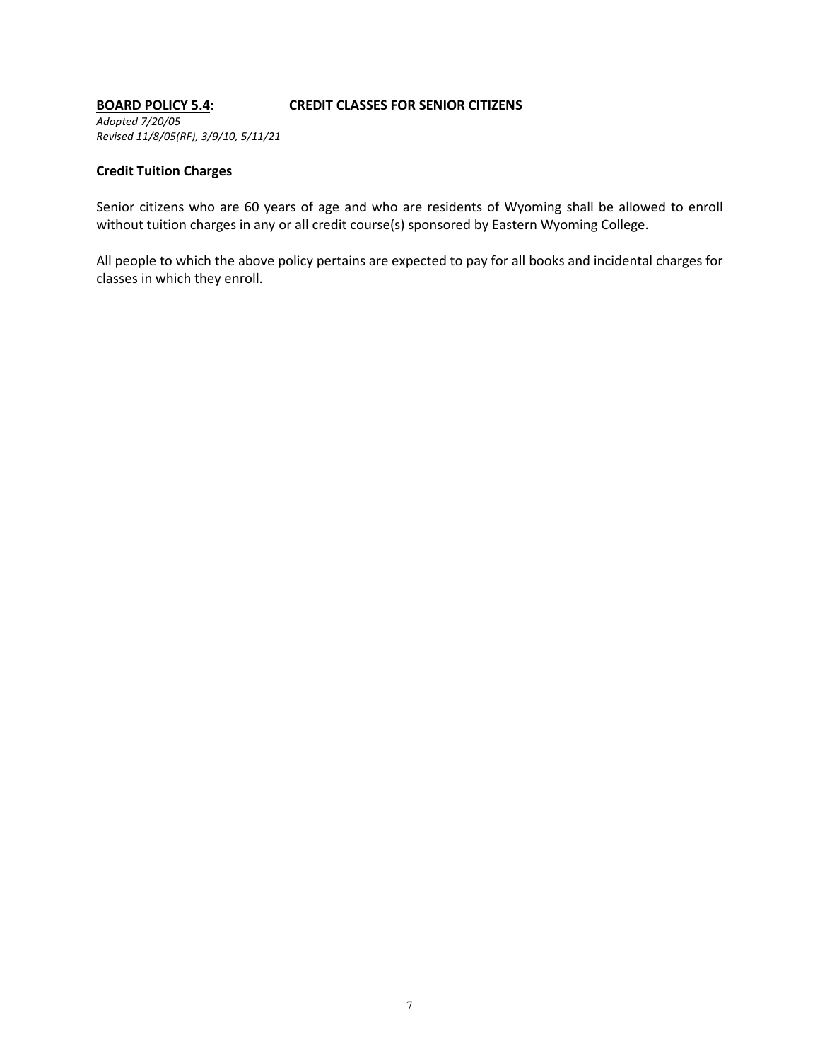**BOARD POLICY 5.4: CREDIT CLASSES FOR SENIOR CITIZENS**

*Adopted 7/20/05*
*Revised 11/8/05(RF), 3/9/10, 5/11/21*

**Credit Tuition Charges**

Senior citizens who are 60 years of age and who are residents of Wyoming shall be allowed to enroll without tuition charges in any or all credit course(s) sponsored by Eastern Wyoming College.

All people to which the above policy pertains are expected to pay for all books and incidental charges for classes in which they enroll.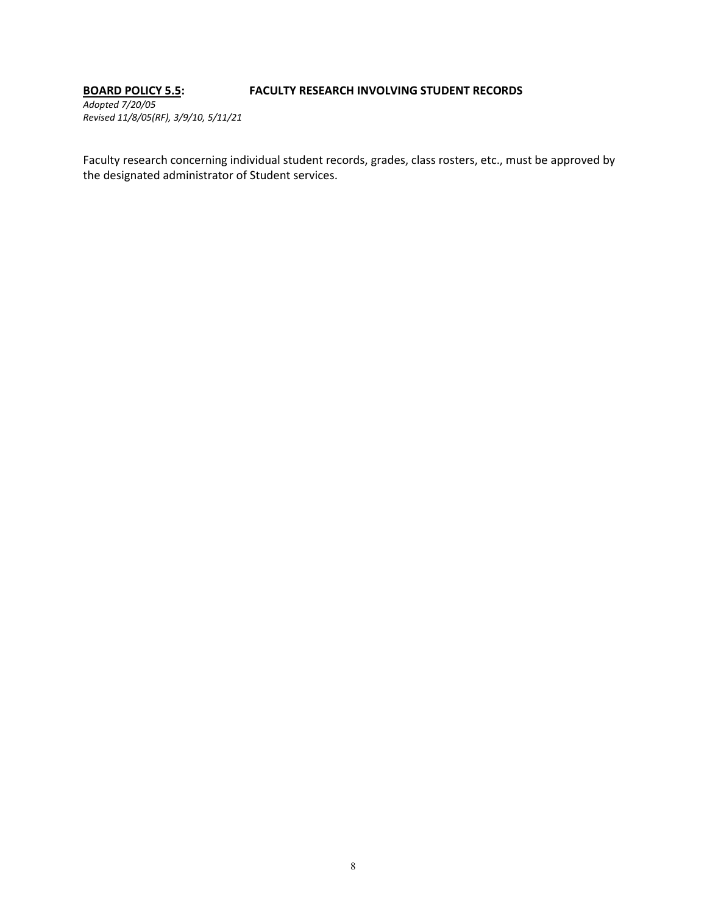## <u>BOARD POLICY 5.5</u>: FACULTY RESEARCH INVOLVING STUDENT RECORDS

*Adopted 7/20/05*
*Revised 11/8/05(RF), 3/9/10, 5/11/21*

Faculty research concerning individual student records, grades, class rosters, etc., must be approved by the designated administrator of Student services.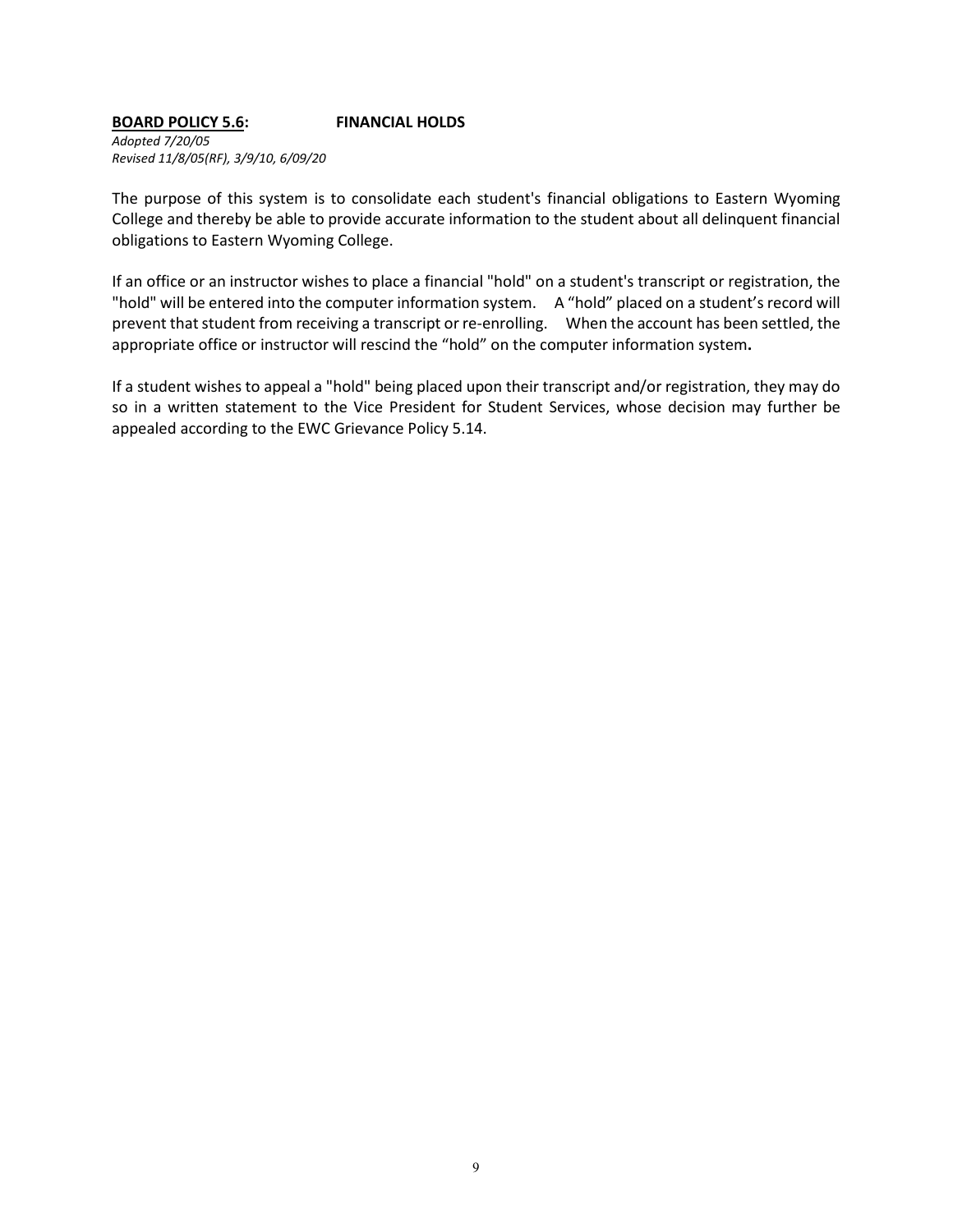**<u>BOARD POLICY 5.6</u>: FINANCIAL HOLDS**

*Adopted 7/20/05*
*Revised 11/8/05(RF), 3/9/10, 6/09/20*

The purpose of this system is to consolidate each student's financial obligations to Eastern Wyoming College and thereby be able to provide accurate information to the student about all delinquent financial obligations to Eastern Wyoming College.

If an office or an instructor wishes to place a financial "hold" on a student's transcript or registration, the "hold" will be entered into the computer information system. A "hold" placed on a student's record will prevent that student from receiving a transcript or re-enrolling. When the account has been settled, the appropriate office or instructor will rescind the "hold" on the computer information system.

If a student wishes to appeal a "hold" being placed upon their transcript and/or registration, they may do so in a written statement to the Vice President for Student Services, whose decision may further be appealed according to the EWC Grievance Policy 5.14.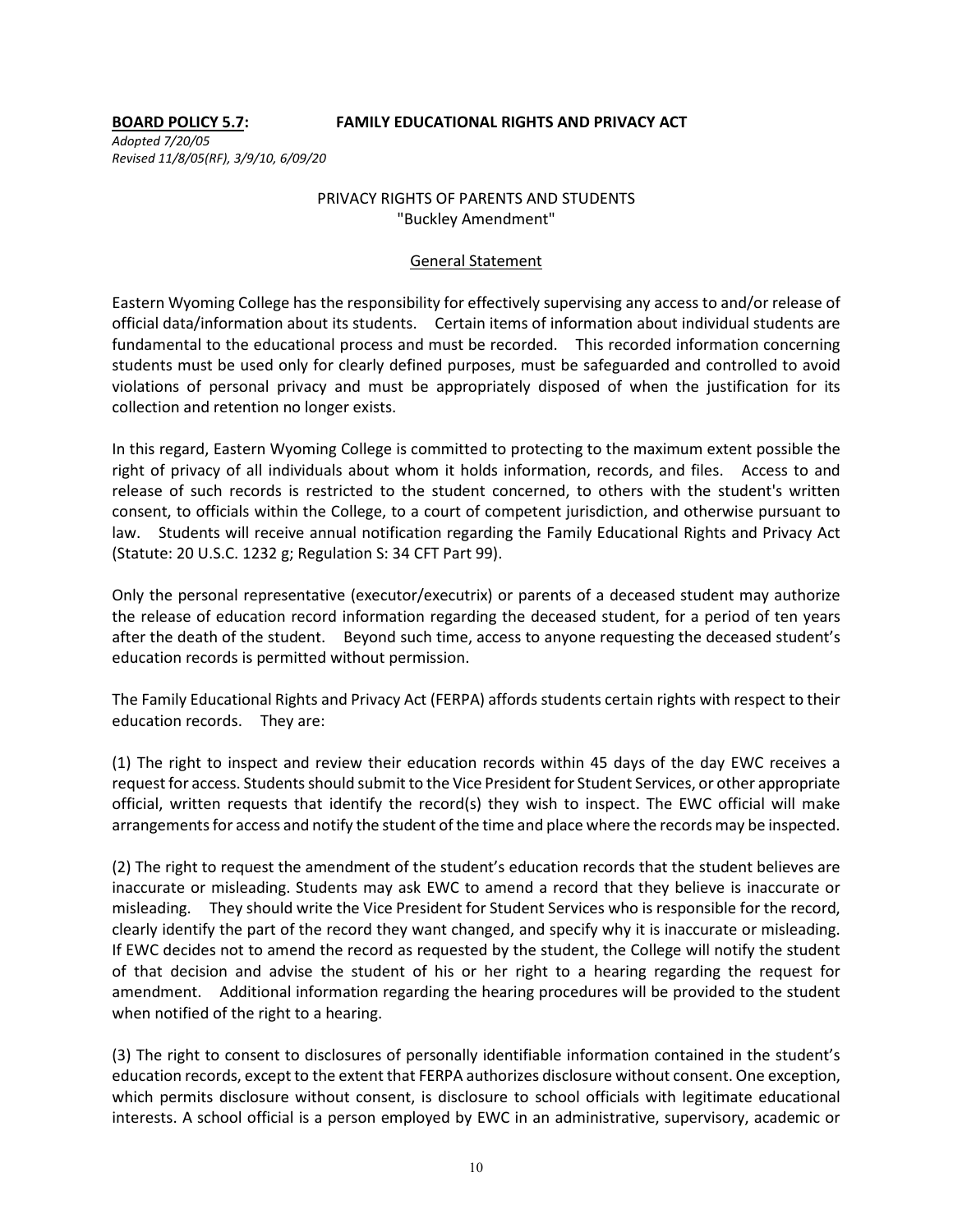**BOARD POLICY 5.7: FAMILY EDUCATIONAL RIGHTS AND PRIVACY ACT**

*Adopted 7/20/05*
*Revised 11/8/05(RF), 3/9/10, 6/09/20*

PRIVACY RIGHTS OF PARENTS AND STUDENTS
"Buckley Amendment"

General Statement

Eastern Wyoming College has the responsibility for effectively supervising any access to and/or release of official data/information about its students. Certain items of information about individual students are fundamental to the educational process and must be recorded. This recorded information concerning students must be used only for clearly defined purposes, must be safeguarded and controlled to avoid violations of personal privacy and must be appropriately disposed of when the justification for its collection and retention no longer exists.

In this regard, Eastern Wyoming College is committed to protecting to the maximum extent possible the right of privacy of all individuals about whom it holds information, records, and files. Access to and release of such records is restricted to the student concerned, to others with the student's written consent, to officials within the College, to a court of competent jurisdiction, and otherwise pursuant to law. Students will receive annual notification regarding the Family Educational Rights and Privacy Act (Statute: 20 U.S.C. 1232 g; Regulation S: 34 CFT Part 99).

Only the personal representative (executor/executrix) or parents of a deceased student may authorize the release of education record information regarding the deceased student, for a period of ten years after the death of the student. Beyond such time, access to anyone requesting the deceased student's education records is permitted without permission.

The Family Educational Rights and Privacy Act (FERPA) affords students certain rights with respect to their education records. They are:

(1) The right to inspect and review their education records within 45 days of the day EWC receives a request for access. Students should submit to the Vice President for Student Services, or other appropriate official, written requests that identify the record(s) they wish to inspect. The EWC official will make arrangements for access and notify the student of the time and place where the records may be inspected.

(2) The right to request the amendment of the student's education records that the student believes are inaccurate or misleading. Students may ask EWC to amend a record that they believe is inaccurate or misleading. They should write the Vice President for Student Services who is responsible for the record, clearly identify the part of the record they want changed, and specify why it is inaccurate or misleading. If EWC decides not to amend the record as requested by the student, the College will notify the student of that decision and advise the student of his or her right to a hearing regarding the request for amendment. Additional information regarding the hearing procedures will be provided to the student when notified of the right to a hearing.

(3) The right to consent to disclosures of personally identifiable information contained in the student's education records, except to the extent that FERPA authorizes disclosure without consent. One exception, which permits disclosure without consent, is disclosure to school officials with legitimate educational interests. A school official is a person employed by EWC in an administrative, supervisory, academic or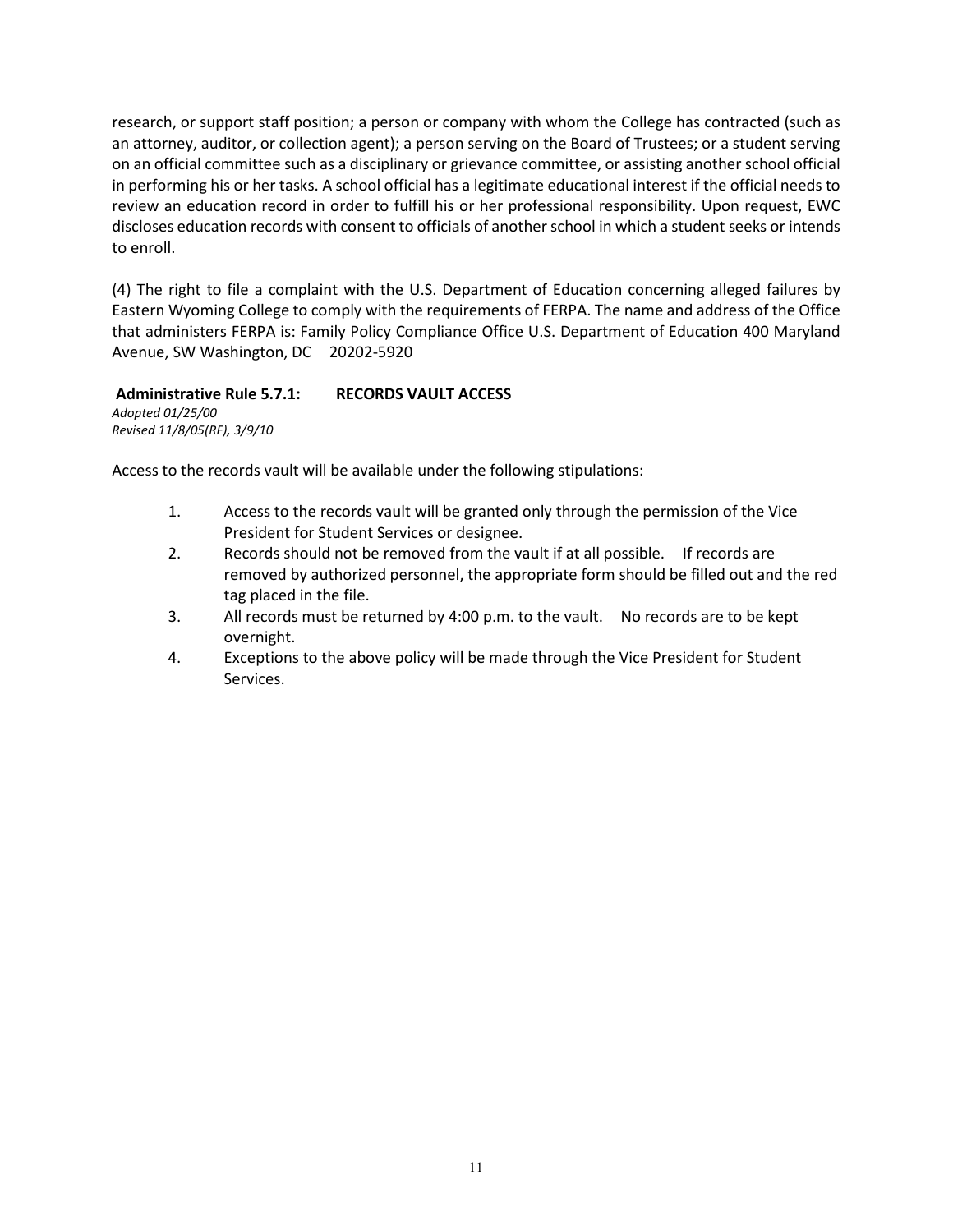research, or support staff position; a person or company with whom the College has contracted (such as an attorney, auditor, or collection agent); a person serving on the Board of Trustees; or a student serving on an official committee such as a disciplinary or grievance committee, or assisting another school official in performing his or her tasks. A school official has a legitimate educational interest if the official needs to review an education record in order to fulfill his or her professional responsibility. Upon request, EWC discloses education records with consent to officials of another school in which a student seeks or intends to enroll.

(4) The right to file a complaint with the U.S. Department of Education concerning alleged failures by Eastern Wyoming College to comply with the requirements of FERPA. The name and address of the Office that administers FERPA is: Family Policy Compliance Office U.S. Department of Education 400 Maryland Avenue, SW Washington, DC 20202-5920

### <u>Administrative Rule 5.7.1</u>: RECORDS VAULT ACCESS

*Adopted 01/25/00*
*Revised 11/8/05(RF), 3/9/10*

Access to the records vault will be available under the following stipulations:

1. Access to the records vault will be granted only through the permission of the Vice President for Student Services or designee.
2. Records should not be removed from the vault if at all possible. If records are removed by authorized personnel, the appropriate form should be filled out and the red tag placed in the file.
3. All records must be returned by 4:00 p.m. to the vault. No records are to be kept overnight.
4. Exceptions to the above policy will be made through the Vice President for Student Services.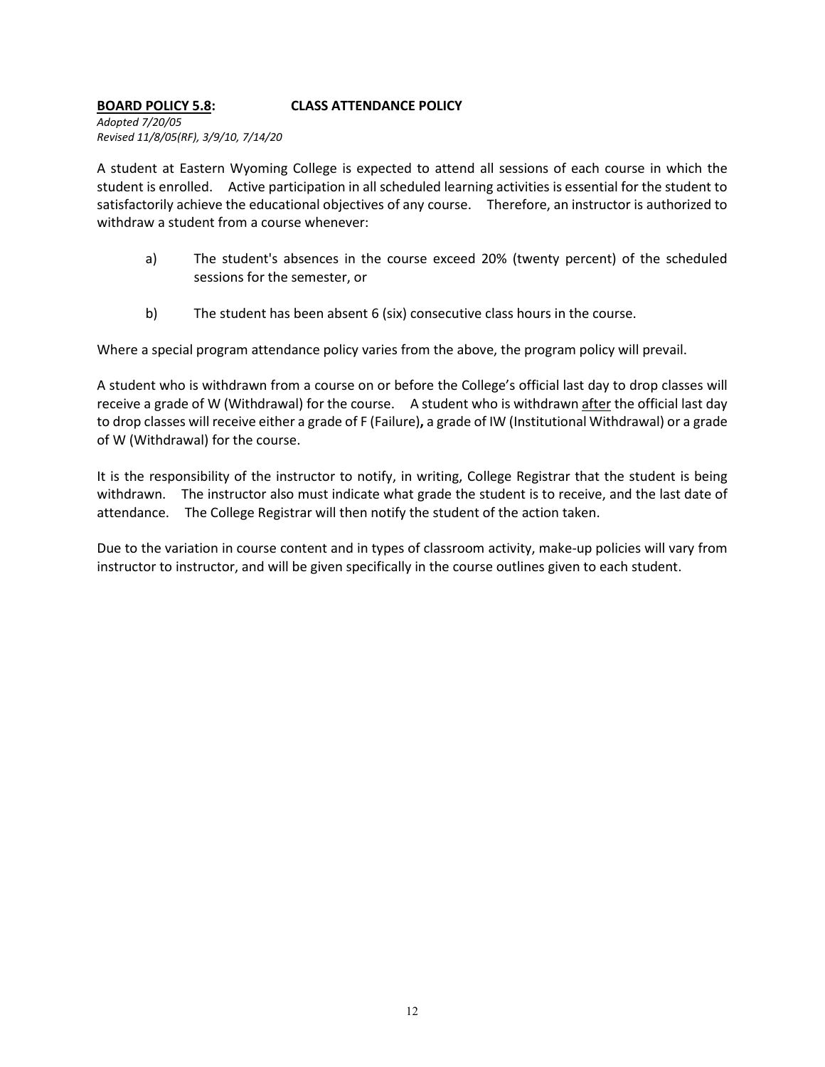**<u>BOARD POLICY 5.8</u>: CLASS ATTENDANCE POLICY**

*Adopted 7/20/05*
*Revised 11/8/05(RF), 3/9/10, 7/14/20*

A student at Eastern Wyoming College is expected to attend all sessions of each course in which the student is enrolled. Active participation in all scheduled learning activities is essential for the student to satisfactorily achieve the educational objectives of any course. Therefore, an instructor is authorized to withdraw a student from a course whenever:

a) The student's absences in the course exceed 20% (twenty percent) of the scheduled sessions for the semester, or

b) The student has been absent 6 (six) consecutive class hours in the course.

Where a special program attendance policy varies from the above, the program policy will prevail.

A student who is withdrawn from a course on or before the College's official last day to drop classes will receive a grade of W (Withdrawal) for the course. A student who is withdrawn <u>after</u> the official last day to drop classes will receive either a grade of F (Failure)**,** a grade of IW (Institutional Withdrawal) or a grade of W (Withdrawal) for the course.

It is the responsibility of the instructor to notify, in writing, College Registrar that the student is being withdrawn. The instructor also must indicate what grade the student is to receive, and the last date of attendance. The College Registrar will then notify the student of the action taken.

Due to the variation in course content and in types of classroom activity, make-up policies will vary from instructor to instructor, and will be given specifically in the course outlines given to each student.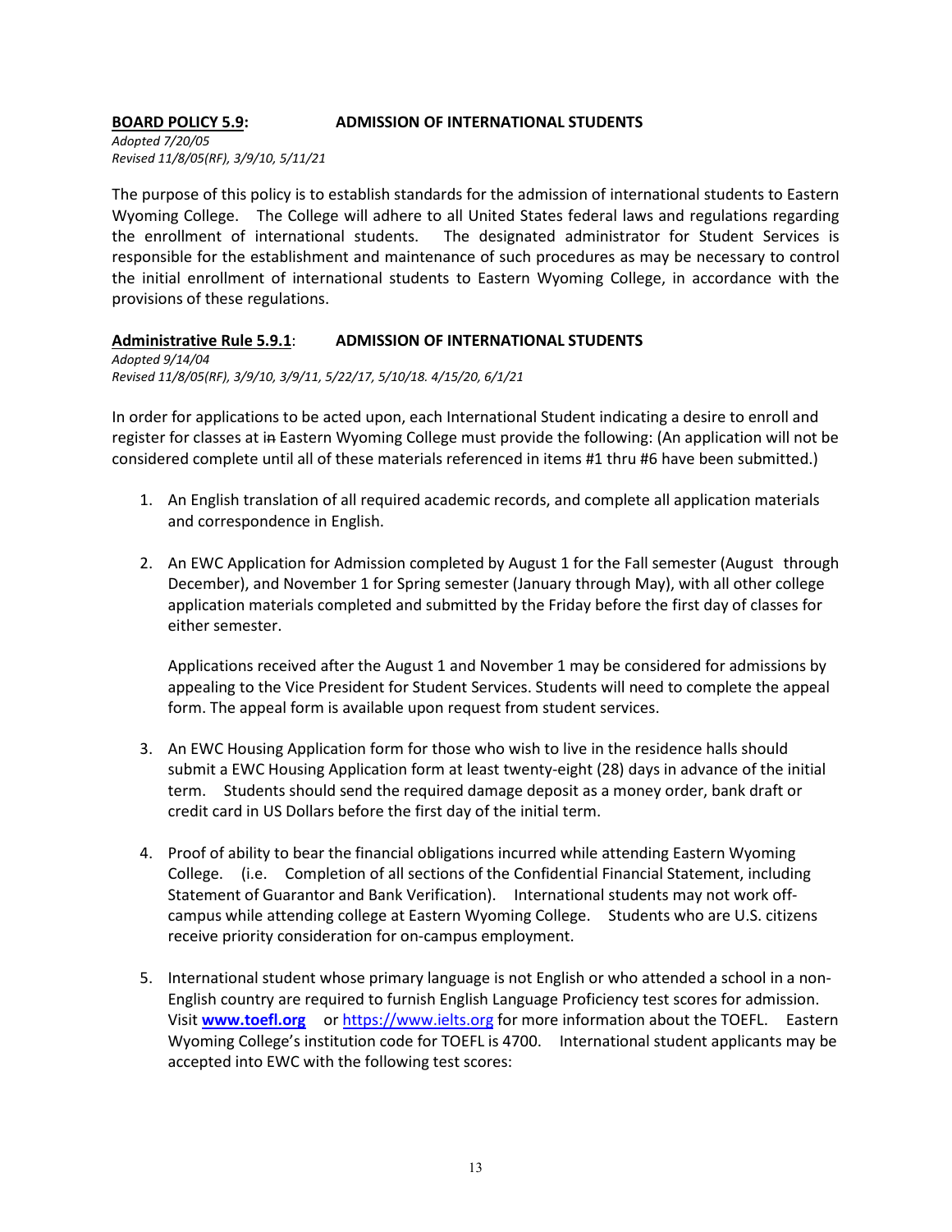**BOARD POLICY 5.9: ADMISSION OF INTERNATIONAL STUDENTS**

*Adopted 7/20/05*
*Revised 11/8/05(RF), 3/9/10, 5/11/21*

The purpose of this policy is to establish standards for the admission of international students to Eastern Wyoming College. The College will adhere to all United States federal laws and regulations regarding the enrollment of international students. The designated administrator for Student Services is responsible for the establishment and maintenance of such procedures as may be necessary to control the initial enrollment of international students to Eastern Wyoming College, in accordance with the provisions of these regulations.

**Administrative Rule 5.9.1: ADMISSION OF INTERNATIONAL STUDENTS**

*Adopted 9/14/04*
*Revised 11/8/05(RF), 3/9/10, 3/9/11, 5/22/17, 5/10/18. 4/15/20, 6/1/21*

In order for applications to be acted upon, each International Student indicating a desire to enroll and register for classes at ~~in~~ Eastern Wyoming College must provide the following: (An application will not be considered complete until all of these materials referenced in items #1 thru #6 have been submitted.)

1. An English translation of all required academic records, and complete all application materials and correspondence in English.

2. An EWC Application for Admission completed by August 1 for the Fall semester (August through December), and November 1 for Spring semester (January through May), with all other college application materials completed and submitted by the Friday before the first day of classes for either semester.

   Applications received after the August 1 and November 1 may be considered for admissions by appealing to the Vice President for Student Services. Students will need to complete the appeal form. The appeal form is available upon request from student services.

3. An EWC Housing Application form for those who wish to live in the residence halls should submit a EWC Housing Application form at least twenty-eight (28) days in advance of the initial term. Students should send the required damage deposit as a money order, bank draft or credit card in US Dollars before the first day of the initial term.

4. Proof of ability to bear the financial obligations incurred while attending Eastern Wyoming College. (i.e. Completion of all sections of the Confidential Financial Statement, including Statement of Guarantor and Bank Verification). International students may not work off-campus while attending college at Eastern Wyoming College. Students who are U.S. citizens receive priority consideration for on-campus employment.

5. International student whose primary language is not English or who attended a school in a non-English country are required to furnish English Language Proficiency test scores for admission. Visit **www.toefl.org** or https://www.ielts.org for more information about the TOEFL. Eastern Wyoming College's institution code for TOEFL is 4700. International student applicants may be accepted into EWC with the following test scores: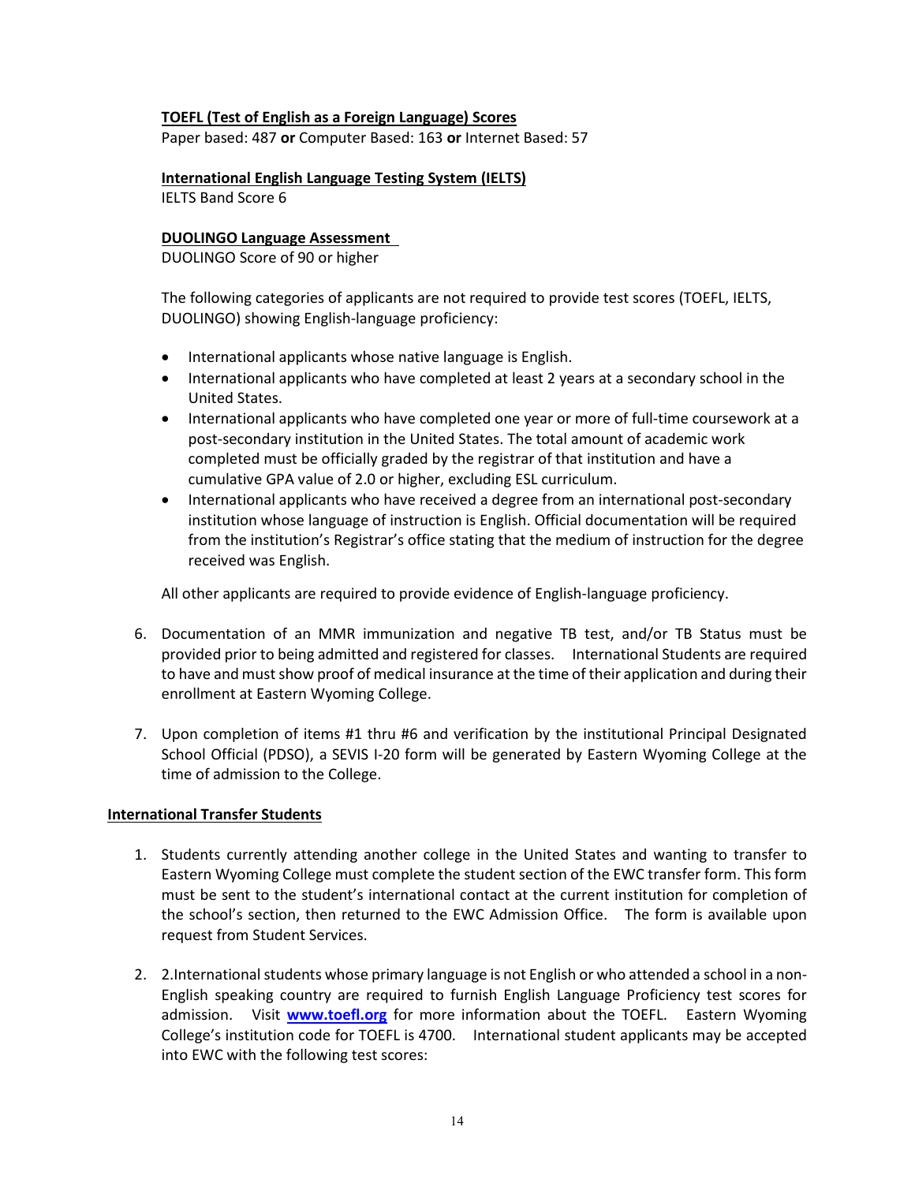**TOEFL (Test of English as a Foreign Language) Scores**

Paper based: 487 **or** Computer Based: 163 **or** Internet Based: 57

**International English Language Testing System (IELTS)**

IELTS Band Score 6

**DUOLINGO Language Assessment**

DUOLINGO Score of 90 or higher

The following categories of applicants are not required to provide test scores (TOEFL, IELTS, DUOLINGO) showing English-language proficiency:

- International applicants whose native language is English.
- International applicants who have completed at least 2 years at a secondary school in the United States.
- International applicants who have completed one year or more of full-time coursework at a post-secondary institution in the United States. The total amount of academic work completed must be officially graded by the registrar of that institution and have a cumulative GPA value of 2.0 or higher, excluding ESL curriculum.
- International applicants who have received a degree from an international post-secondary institution whose language of instruction is English. Official documentation will be required from the institution's Registrar's office stating that the medium of instruction for the degree received was English.

All other applicants are required to provide evidence of English-language proficiency.

6. Documentation of an MMR immunization and negative TB test, and/or TB Status must be provided prior to being admitted and registered for classes. International Students are required to have and must show proof of medical insurance at the time of their application and during their enrollment at Eastern Wyoming College.

7. Upon completion of items #1 thru #6 and verification by the institutional Principal Designated School Official (PDSO), a SEVIS I-20 form will be generated by Eastern Wyoming College at the time of admission to the College.

**International Transfer Students**

1. Students currently attending another college in the United States and wanting to transfer to Eastern Wyoming College must complete the student section of the EWC transfer form. This form must be sent to the student's international contact at the current institution for completion of the school's section, then returned to the EWC Admission Office. The form is available upon request from Student Services.

2. 2.International students whose primary language is not English or who attended a school in a non-English speaking country are required to furnish English Language Proficiency test scores for admission. Visit **www.toefl.org** for more information about the TOEFL. Eastern Wyoming College's institution code for TOEFL is 4700. International student applicants may be accepted into EWC with the following test scores: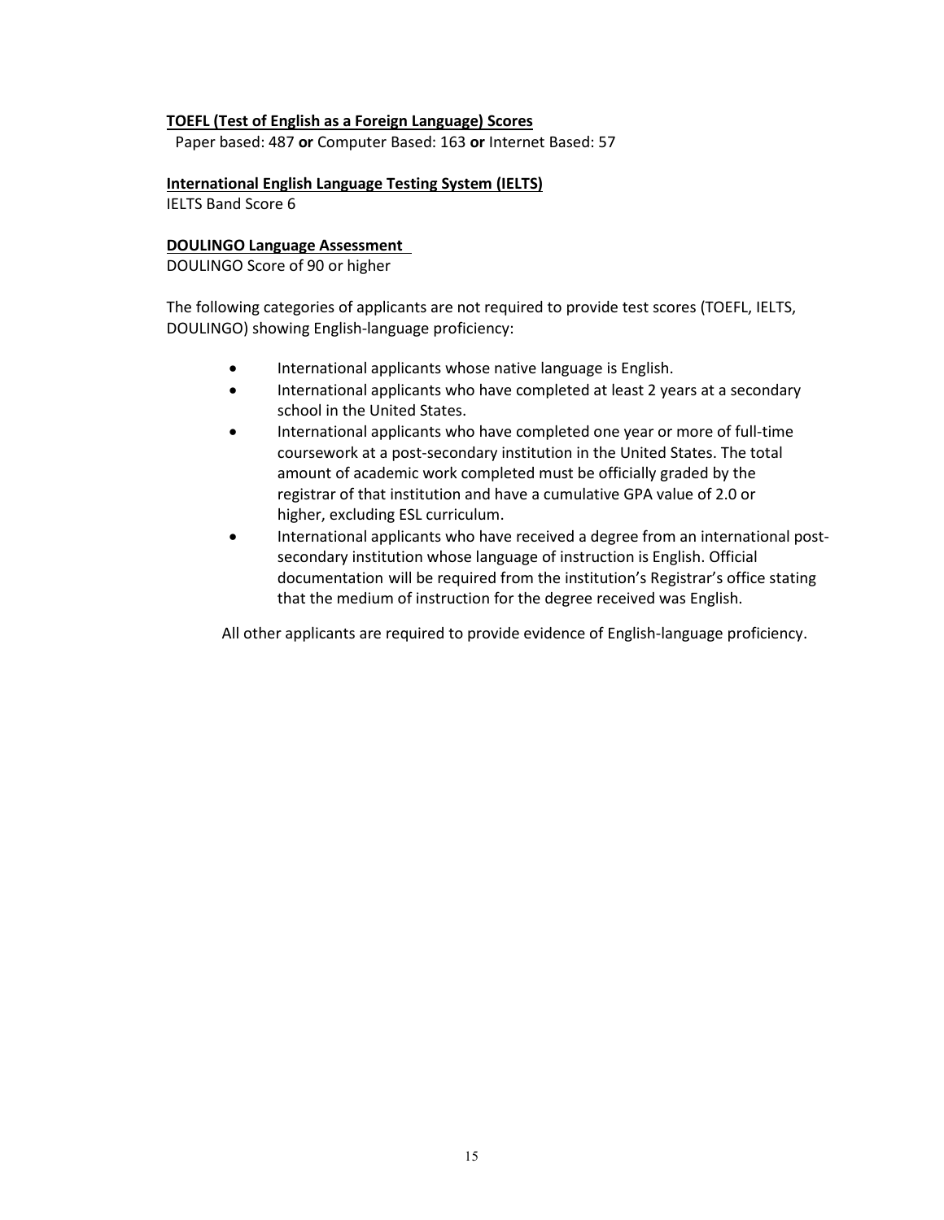**TOEFL (Test of English as a Foreign Language) Scores**

Paper based: 487 **or** Computer Based: 163 **or** Internet Based: 57

**International English Language Testing System (IELTS)**

IELTS Band Score 6

**DOULINGO Language Assessment**

DOULINGO Score of 90 or higher

The following categories of applicants are not required to provide test scores (TOEFL, IELTS, DOULINGO) showing English-language proficiency:

- International applicants whose native language is English.
- International applicants who have completed at least 2 years at a secondary school in the United States.
- International applicants who have completed one year or more of full-time coursework at a post-secondary institution in the United States. The total amount of academic work completed must be officially graded by the registrar of that institution and have a cumulative GPA value of 2.0 or higher, excluding ESL curriculum.
- International applicants who have received a degree from an international post-secondary institution whose language of instruction is English. Official documentation will be required from the institution's Registrar's office stating that the medium of instruction for the degree received was English.

All other applicants are required to provide evidence of English-language proficiency.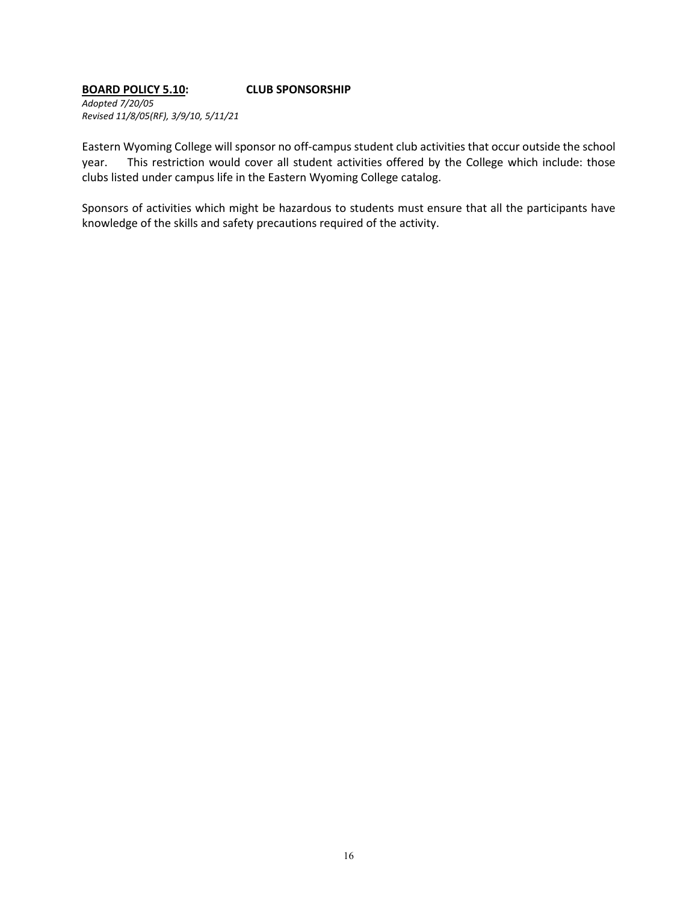**BOARD POLICY 5.10: CLUB SPONSORSHIP**

*Adopted 7/20/05*
*Revised 11/8/05(RF), 3/9/10, 5/11/21*

Eastern Wyoming College will sponsor no off-campus student club activities that occur outside the school year. This restriction would cover all student activities offered by the College which include: those clubs listed under campus life in the Eastern Wyoming College catalog.

Sponsors of activities which might be hazardous to students must ensure that all the participants have knowledge of the skills and safety precautions required of the activity.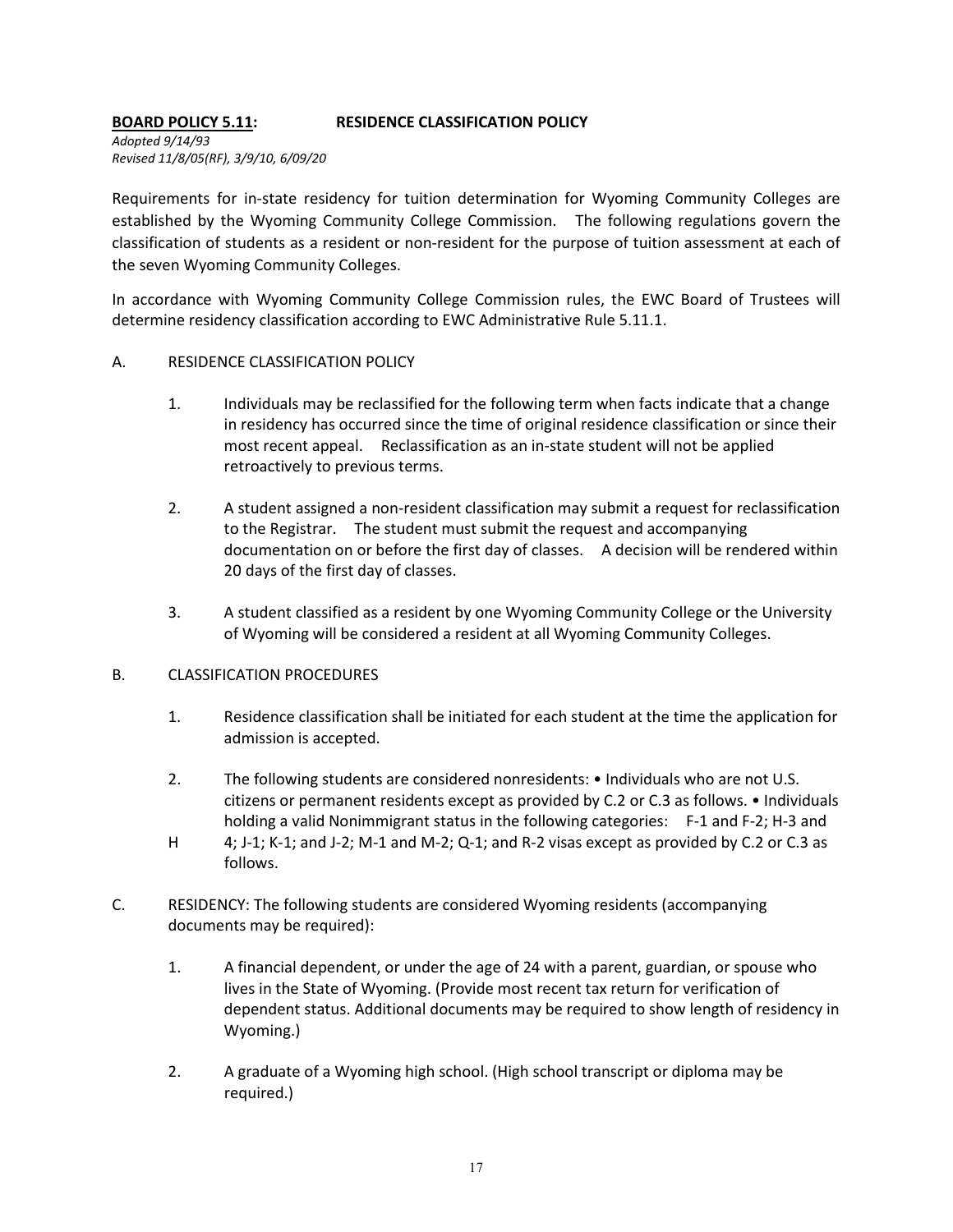**BOARD POLICY 5.11: RESIDENCE CLASSIFICATION POLICY**

*Adopted 9/14/93*
*Revised 11/8/05(RF), 3/9/10, 6/09/20*

Requirements for in-state residency for tuition determination for Wyoming Community Colleges are established by the Wyoming Community College Commission. The following regulations govern the classification of students as a resident or non-resident for the purpose of tuition assessment at each of the seven Wyoming Community Colleges.

In accordance with Wyoming Community College Commission rules, the EWC Board of Trustees will determine residency classification according to EWC Administrative Rule 5.11.1.

A. RESIDENCE CLASSIFICATION POLICY

1. Individuals may be reclassified for the following term when facts indicate that a change in residency has occurred since the time of original residence classification or since their most recent appeal. Reclassification as an in-state student will not be applied retroactively to previous terms.

2. A student assigned a non-resident classification may submit a request for reclassification to the Registrar. The student must submit the request and accompanying documentation on or before the first day of classes. A decision will be rendered within 20 days of the first day of classes.

3. A student classified as a resident by one Wyoming Community College or the University of Wyoming will be considered a resident at all Wyoming Community Colleges.

B. CLASSIFICATION PROCEDURES

1. Residence classification shall be initiated for each student at the time the application for admission is accepted.

2. The following students are considered nonresidents: • Individuals who are not U.S. citizens or permanent residents except as provided by C.2 or C.3 as follows. • Individuals holding a valid Nonimmigrant status in the following categories: F-1 and F-2; H-3 and H 4; J-1; K-1; and J-2; M-1 and M-2; Q-1; and R-2 visas except as provided by C.2 or C.3 as follows.

C. RESIDENCY: The following students are considered Wyoming residents (accompanying documents may be required):

1. A financial dependent, or under the age of 24 with a parent, guardian, or spouse who lives in the State of Wyoming. (Provide most recent tax return for verification of dependent status. Additional documents may be required to show length of residency in Wyoming.)

2. A graduate of a Wyoming high school. (High school transcript or diploma may be required.)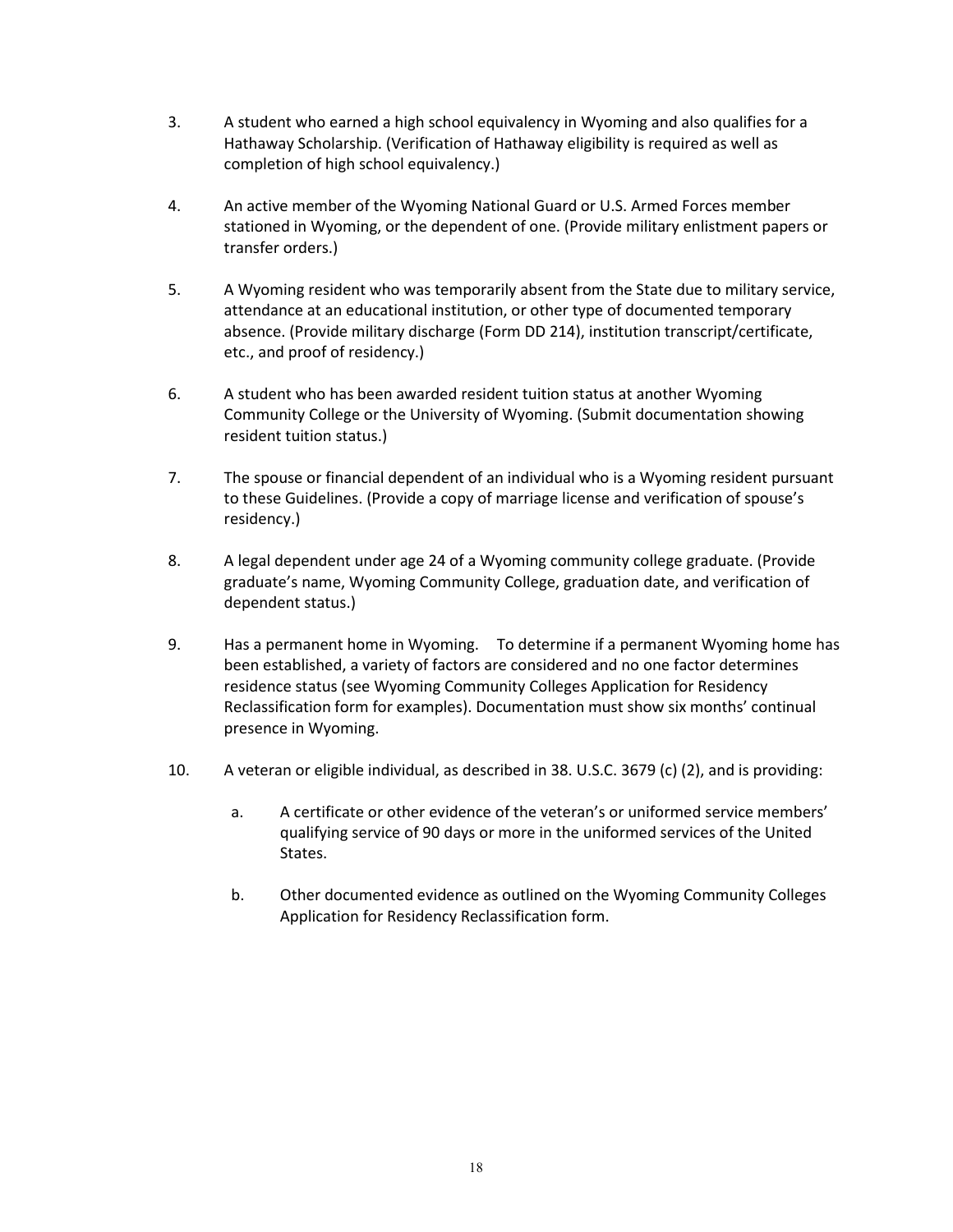3. A student who earned a high school equivalency in Wyoming and also qualifies for a Hathaway Scholarship. (Verification of Hathaway eligibility is required as well as completion of high school equivalency.)

4. An active member of the Wyoming National Guard or U.S. Armed Forces member stationed in Wyoming, or the dependent of one. (Provide military enlistment papers or transfer orders.)

5. A Wyoming resident who was temporarily absent from the State due to military service, attendance at an educational institution, or other type of documented temporary absence. (Provide military discharge (Form DD 214), institution transcript/certificate, etc., and proof of residency.)

6. A student who has been awarded resident tuition status at another Wyoming Community College or the University of Wyoming. (Submit documentation showing resident tuition status.)

7. The spouse or financial dependent of an individual who is a Wyoming resident pursuant to these Guidelines. (Provide a copy of marriage license and verification of spouse's residency.)

8. A legal dependent under age 24 of a Wyoming community college graduate. (Provide graduate's name, Wyoming Community College, graduation date, and verification of dependent status.)

9. Has a permanent home in Wyoming. To determine if a permanent Wyoming home has been established, a variety of factors are considered and no one factor determines residence status (see Wyoming Community Colleges Application for Residency Reclassification form for examples). Documentation must show six months' continual presence in Wyoming.

10. A veteran or eligible individual, as described in 38. U.S.C. 3679 (c) (2), and is providing:

    a. A certificate or other evidence of the veteran's or uniformed service members' qualifying service of 90 days or more in the uniformed services of the United States.

    b. Other documented evidence as outlined on the Wyoming Community Colleges Application for Residency Reclassification form.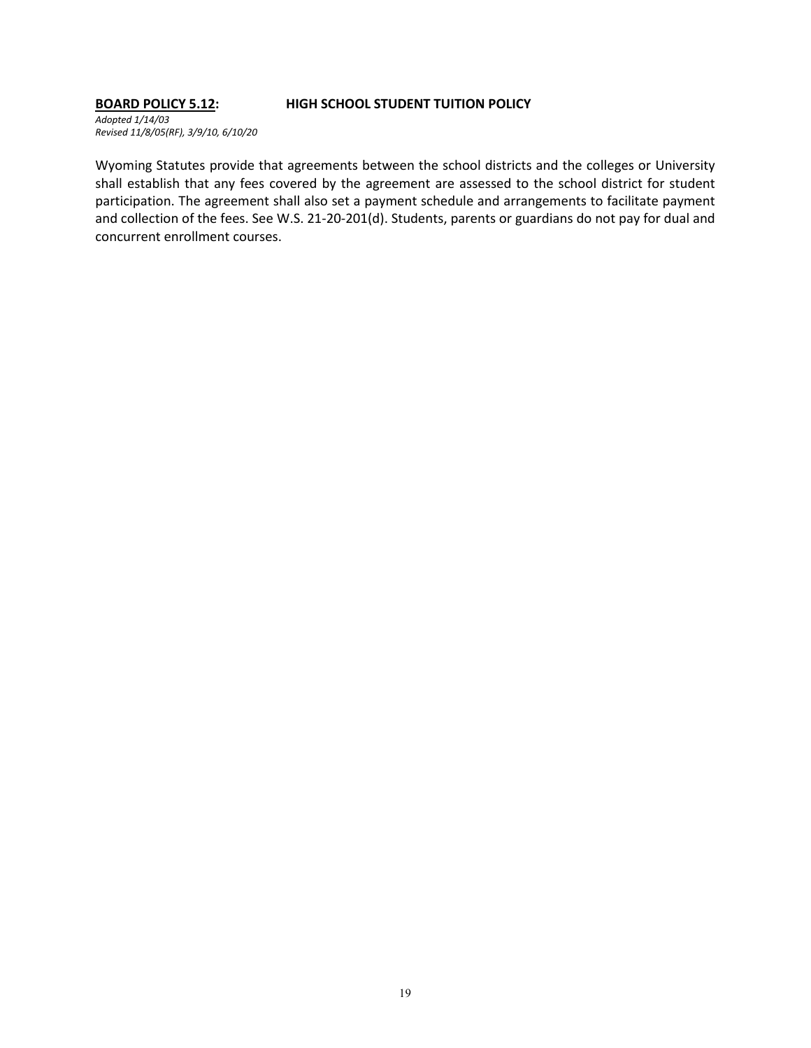**BOARD POLICY 5.12:** **HIGH SCHOOL STUDENT TUITION POLICY**

*Adopted 1/14/03*
*Revised 11/8/05(RF), 3/9/10, 6/10/20*

Wyoming Statutes provide that agreements between the school districts and the colleges or University shall establish that any fees covered by the agreement are assessed to the school district for student participation. The agreement shall also set a payment schedule and arrangements to facilitate payment and collection of the fees. See W.S. 21-20-201(d). Students, parents or guardians do not pay for dual and concurrent enrollment courses.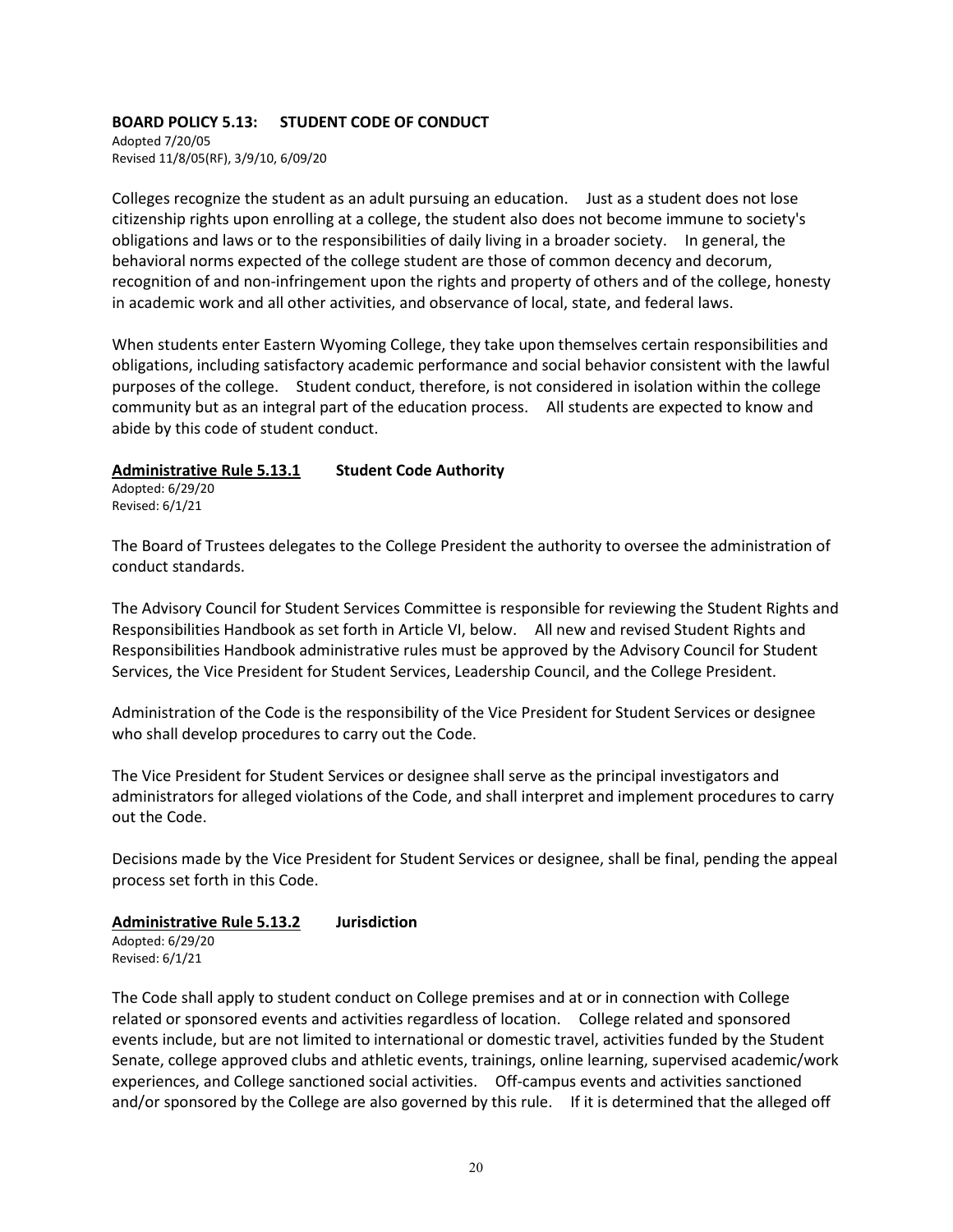## BOARD POLICY 5.13: STUDENT CODE OF CONDUCT

Adopted 7/20/05
Revised 11/8/05(RF), 3/9/10, 6/09/20

Colleges recognize the student as an adult pursuing an education. Just as a student does not lose citizenship rights upon enrolling at a college, the student also does not become immune to society's obligations and laws or to the responsibilities of daily living in a broader society. In general, the behavioral norms expected of the college student are those of common decency and decorum, recognition of and non-infringement upon the rights and property of others and of the college, honesty in academic work and all other activities, and observance of local, state, and federal laws.

When students enter Eastern Wyoming College, they take upon themselves certain responsibilities and obligations, including satisfactory academic performance and social behavior consistent with the lawful purposes of the college. Student conduct, therefore, is not considered in isolation within the college community but as an integral part of the education process. All students are expected to know and abide by this code of student conduct.

### Administrative Rule 5.13.1 Student Code Authority

Adopted: 6/29/20
Revised: 6/1/21

The Board of Trustees delegates to the College President the authority to oversee the administration of conduct standards.

The Advisory Council for Student Services Committee is responsible for reviewing the Student Rights and Responsibilities Handbook as set forth in Article VI, below. All new and revised Student Rights and Responsibilities Handbook administrative rules must be approved by the Advisory Council for Student Services, the Vice President for Student Services, Leadership Council, and the College President.

Administration of the Code is the responsibility of the Vice President for Student Services or designee who shall develop procedures to carry out the Code.

The Vice President for Student Services or designee shall serve as the principal investigators and administrators for alleged violations of the Code, and shall interpret and implement procedures to carry out the Code.

Decisions made by the Vice President for Student Services or designee, shall be final, pending the appeal process set forth in this Code.

### Administrative Rule 5.13.2 Jurisdiction

Adopted: 6/29/20
Revised: 6/1/21

The Code shall apply to student conduct on College premises and at or in connection with College related or sponsored events and activities regardless of location. College related and sponsored events include, but are not limited to international or domestic travel, activities funded by the Student Senate, college approved clubs and athletic events, trainings, online learning, supervised academic/work experiences, and College sanctioned social activities. Off-campus events and activities sanctioned and/or sponsored by the College are also governed by this rule. If it is determined that the alleged off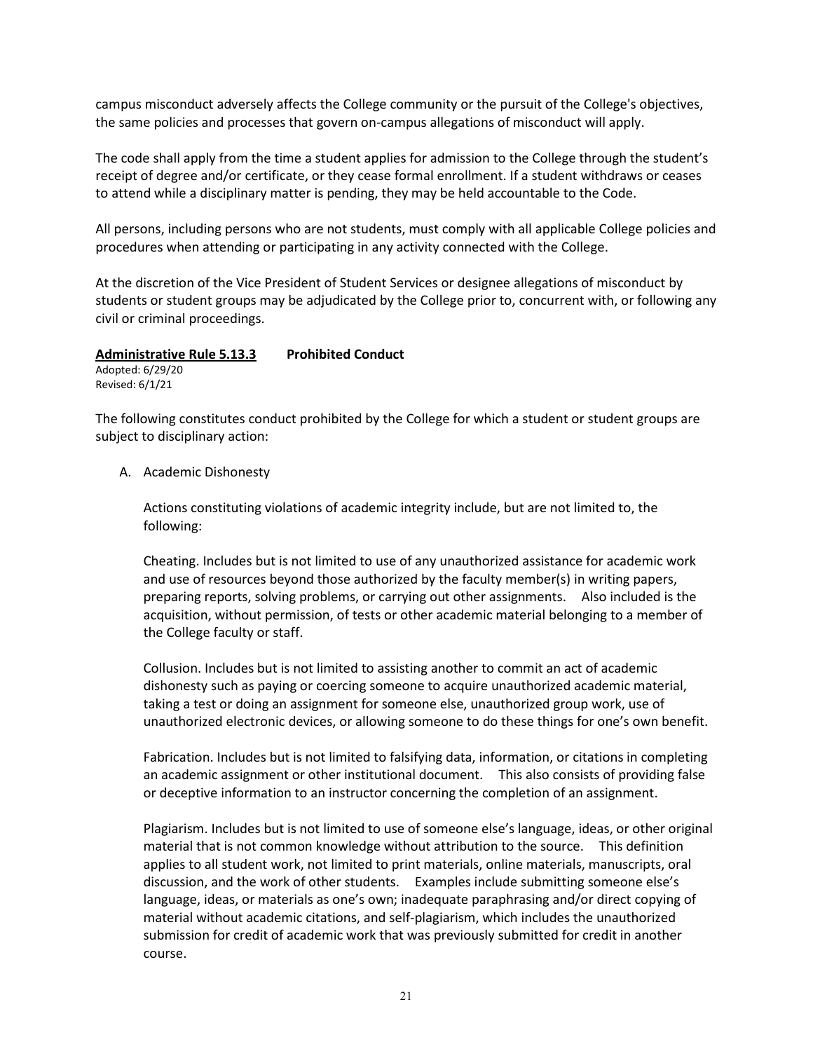campus misconduct adversely affects the College community or the pursuit of the College's objectives, the same policies and processes that govern on-campus allegations of misconduct will apply.

The code shall apply from the time a student applies for admission to the College through the student's receipt of degree and/or certificate, or they cease formal enrollment. If a student withdraws or ceases to attend while a disciplinary matter is pending, they may be held accountable to the Code.

All persons, including persons who are not students, must comply with all applicable College policies and procedures when attending or participating in any activity connected with the College.

At the discretion of the Vice President of Student Services or designee allegations of misconduct by students or student groups may be adjudicated by the College prior to, concurrent with, or following any civil or criminal proceedings.

### <u>Administrative Rule 5.13.3</u> Prohibited Conduct

Adopted: 6/29/20
Revised: 6/1/21

The following constitutes conduct prohibited by the College for which a student or student groups are subject to disciplinary action:

A. Academic Dishonesty

   Actions constituting violations of academic integrity include, but are not limited to, the following:

   Cheating. Includes but is not limited to use of any unauthorized assistance for academic work and use of resources beyond those authorized by the faculty member(s) in writing papers, preparing reports, solving problems, or carrying out other assignments. Also included is the acquisition, without permission, of tests or other academic material belonging to a member of the College faculty or staff.

   Collusion. Includes but is not limited to assisting another to commit an act of academic dishonesty such as paying or coercing someone to acquire unauthorized academic material, taking a test or doing an assignment for someone else, unauthorized group work, use of unauthorized electronic devices, or allowing someone to do these things for one's own benefit.

   Fabrication. Includes but is not limited to falsifying data, information, or citations in completing an academic assignment or other institutional document. This also consists of providing false or deceptive information to an instructor concerning the completion of an assignment.

   Plagiarism. Includes but is not limited to use of someone else's language, ideas, or other original material that is not common knowledge without attribution to the source. This definition applies to all student work, not limited to print materials, online materials, manuscripts, oral discussion, and the work of other students. Examples include submitting someone else's language, ideas, or materials as one's own; inadequate paraphrasing and/or direct copying of material without academic citations, and self-plagiarism, which includes the unauthorized submission for credit of academic work that was previously submitted for credit in another course.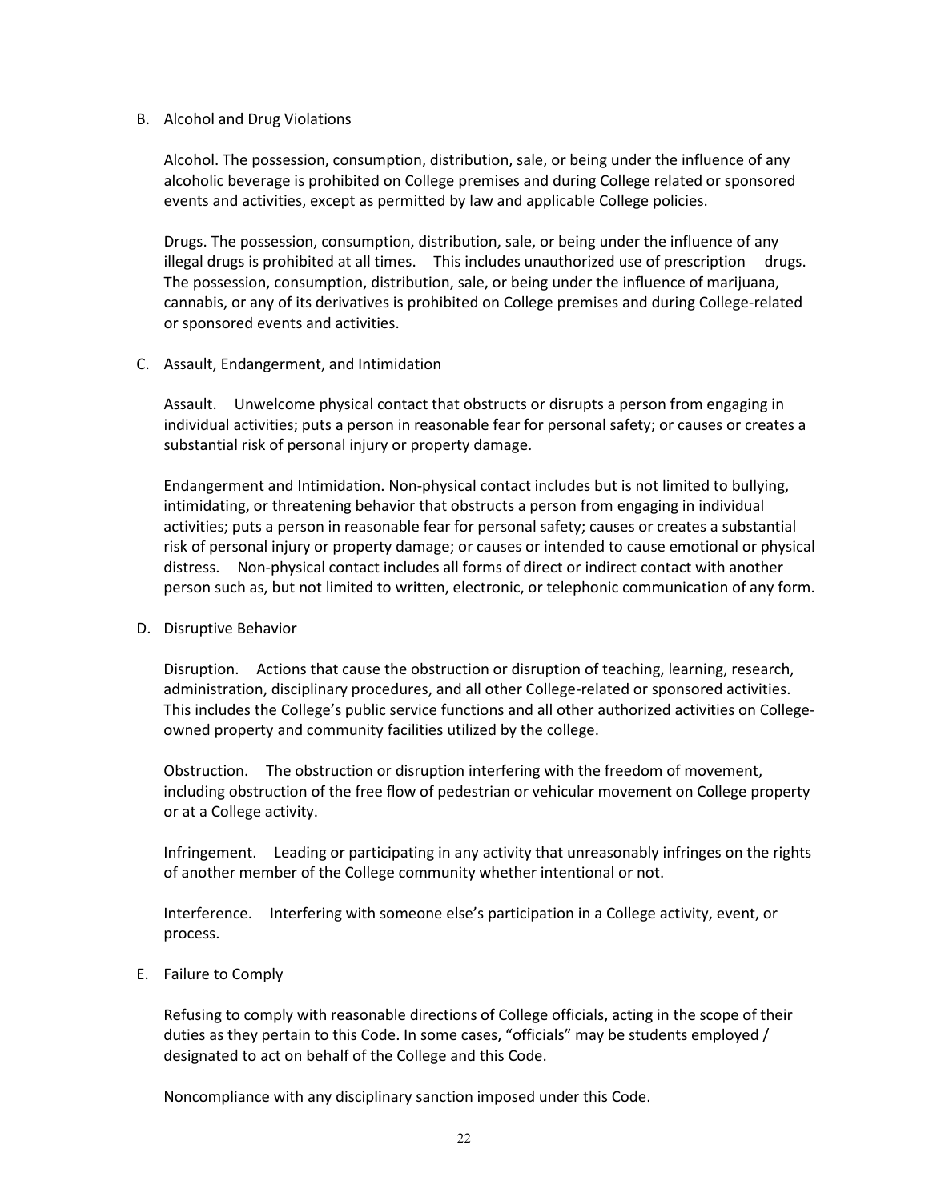## B. Alcohol and Drug Violations

Alcohol. The possession, consumption, distribution, sale, or being under the influence of any alcoholic beverage is prohibited on College premises and during College related or sponsored events and activities, except as permitted by law and applicable College policies.

Drugs. The possession, consumption, distribution, sale, or being under the influence of any illegal drugs is prohibited at all times. This includes unauthorized use of prescription drugs. The possession, consumption, distribution, sale, or being under the influence of marijuana, cannabis, or any of its derivatives is prohibited on College premises and during College-related or sponsored events and activities.

## C. Assault, Endangerment, and Intimidation

Assault. Unwelcome physical contact that obstructs or disrupts a person from engaging in individual activities; puts a person in reasonable fear for personal safety; or causes or creates a substantial risk of personal injury or property damage.

Endangerment and Intimidation. Non-physical contact includes but is not limited to bullying, intimidating, or threatening behavior that obstructs a person from engaging in individual activities; puts a person in reasonable fear for personal safety; causes or creates a substantial risk of personal injury or property damage; or causes or intended to cause emotional or physical distress. Non-physical contact includes all forms of direct or indirect contact with another person such as, but not limited to written, electronic, or telephonic communication of any form.

## D. Disruptive Behavior

Disruption. Actions that cause the obstruction or disruption of teaching, learning, research, administration, disciplinary procedures, and all other College-related or sponsored activities. This includes the College's public service functions and all other authorized activities on College-owned property and community facilities utilized by the college.

Obstruction. The obstruction or disruption interfering with the freedom of movement, including obstruction of the free flow of pedestrian or vehicular movement on College property or at a College activity.

Infringement. Leading or participating in any activity that unreasonably infringes on the rights of another member of the College community whether intentional or not.

Interference. Interfering with someone else's participation in a College activity, event, or process.

## E. Failure to Comply

Refusing to comply with reasonable directions of College officials, acting in the scope of their duties as they pertain to this Code. In some cases, "officials" may be students employed / designated to act on behalf of the College and this Code.

Noncompliance with any disciplinary sanction imposed under this Code.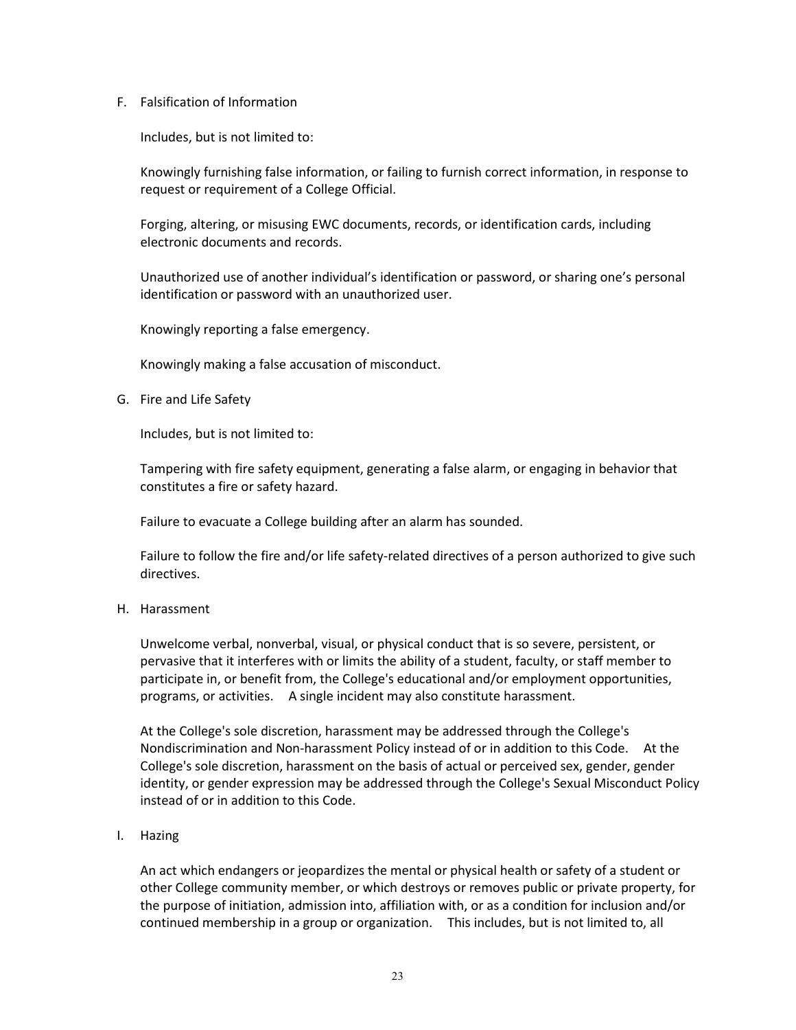F. Falsification of Information

Includes, but is not limited to:

Knowingly furnishing false information, or failing to furnish correct information, in response to request or requirement of a College Official.

Forging, altering, or misusing EWC documents, records, or identification cards, including electronic documents and records.

Unauthorized use of another individual's identification or password, or sharing one's personal identification or password with an unauthorized user.

Knowingly reporting a false emergency.

Knowingly making a false accusation of misconduct.

G. Fire and Life Safety

Includes, but is not limited to:

Tampering with fire safety equipment, generating a false alarm, or engaging in behavior that constitutes a fire or safety hazard.

Failure to evacuate a College building after an alarm has sounded.

Failure to follow the fire and/or life safety-related directives of a person authorized to give such directives.

H. Harassment

Unwelcome verbal, nonverbal, visual, or physical conduct that is so severe, persistent, or pervasive that it interferes with or limits the ability of a student, faculty, or staff member to participate in, or benefit from, the College's educational and/or employment opportunities, programs, or activities. A single incident may also constitute harassment.

At the College's sole discretion, harassment may be addressed through the College's Nondiscrimination and Non-harassment Policy instead of or in addition to this Code. At the College's sole discretion, harassment on the basis of actual or perceived sex, gender, gender identity, or gender expression may be addressed through the College's Sexual Misconduct Policy instead of or in addition to this Code.

I. Hazing

An act which endangers or jeopardizes the mental or physical health or safety of a student or other College community member, or which destroys or removes public or private property, for the purpose of initiation, admission into, affiliation with, or as a condition for inclusion and/or continued membership in a group or organization. This includes, but is not limited to, all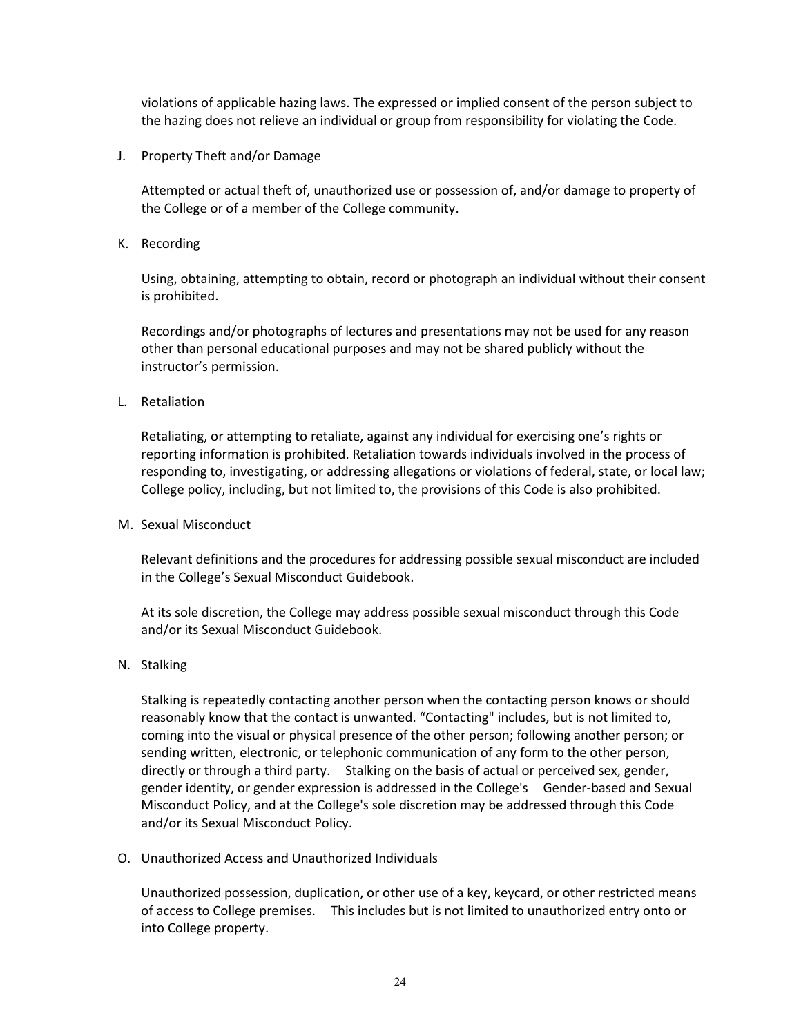violations of applicable hazing laws. The expressed or implied consent of the person subject to the hazing does not relieve an individual or group from responsibility for violating the Code.

J. Property Theft and/or Damage

Attempted or actual theft of, unauthorized use or possession of, and/or damage to property of the College or of a member of the College community.

K. Recording

Using, obtaining, attempting to obtain, record or photograph an individual without their consent is prohibited.

Recordings and/or photographs of lectures and presentations may not be used for any reason other than personal educational purposes and may not be shared publicly without the instructor's permission.

L. Retaliation

Retaliating, or attempting to retaliate, against any individual for exercising one's rights or reporting information is prohibited. Retaliation towards individuals involved in the process of responding to, investigating, or addressing allegations or violations of federal, state, or local law; College policy, including, but not limited to, the provisions of this Code is also prohibited.

M. Sexual Misconduct

Relevant definitions and the procedures for addressing possible sexual misconduct are included in the College's Sexual Misconduct Guidebook.

At its sole discretion, the College may address possible sexual misconduct through this Code and/or its Sexual Misconduct Guidebook.

N. Stalking

Stalking is repeatedly contacting another person when the contacting person knows or should reasonably know that the contact is unwanted. "Contacting" includes, but is not limited to, coming into the visual or physical presence of the other person; following another person; or sending written, electronic, or telephonic communication of any form to the other person, directly or through a third party. Stalking on the basis of actual or perceived sex, gender, gender identity, or gender expression is addressed in the College's Gender-based and Sexual Misconduct Policy, and at the College's sole discretion may be addressed through this Code and/or its Sexual Misconduct Policy.

O. Unauthorized Access and Unauthorized Individuals

Unauthorized possession, duplication, or other use of a key, keycard, or other restricted means of access to College premises. This includes but is not limited to unauthorized entry onto or into College property.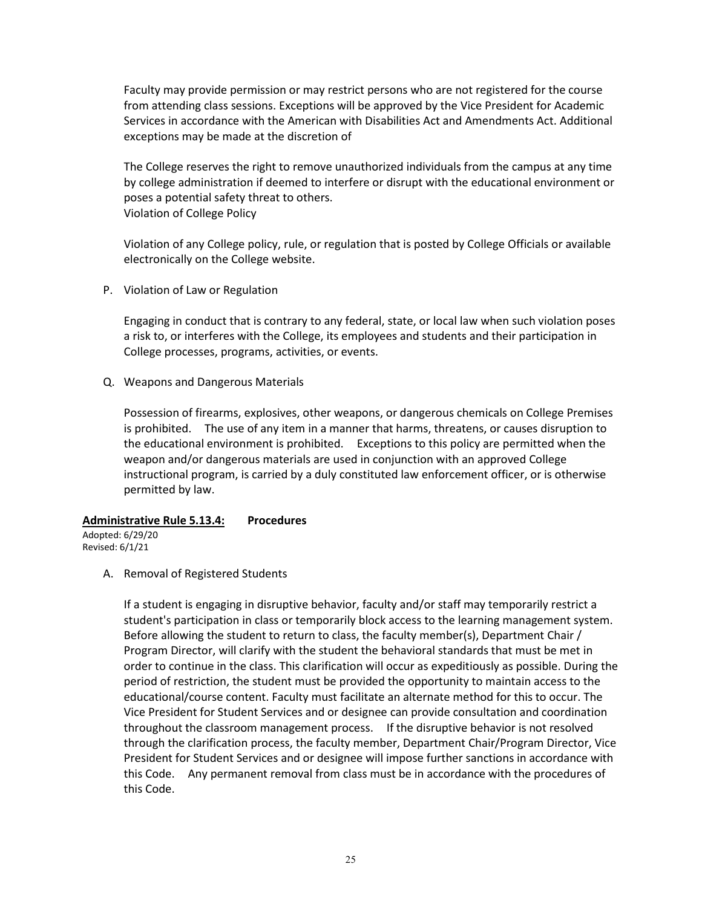Faculty may provide permission or may restrict persons who are not registered for the course from attending class sessions. Exceptions will be approved by the Vice President for Academic Services in accordance with the American with Disabilities Act and Amendments Act. Additional exceptions may be made at the discretion of

The College reserves the right to remove unauthorized individuals from the campus at any time by college administration if deemed to interfere or disrupt with the educational environment or poses a potential safety threat to others.
Violation of College Policy

Violation of any College policy, rule, or regulation that is posted by College Officials or available electronically on the College website.

P. Violation of Law or Regulation

   Engaging in conduct that is contrary to any federal, state, or local law when such violation poses a risk to, or interferes with the College, its employees and students and their participation in College processes, programs, activities, or events.

Q. Weapons and Dangerous Materials

   Possession of firearms, explosives, other weapons, or dangerous chemicals on College Premises is prohibited. The use of any item in a manner that harms, threatens, or causes disruption to the educational environment is prohibited. Exceptions to this policy are permitted when the weapon and/or dangerous materials are used in conjunction with an approved College instructional program, is carried by a duly constituted law enforcement officer, or is otherwise permitted by law.

**Administrative Rule 5.13.4: Procedures**

Adopted: 6/29/20
Revised: 6/1/21

A. Removal of Registered Students

   If a student is engaging in disruptive behavior, faculty and/or staff may temporarily restrict a student's participation in class or temporarily block access to the learning management system. Before allowing the student to return to class, the faculty member(s), Department Chair / Program Director, will clarify with the student the behavioral standards that must be met in order to continue in the class. This clarification will occur as expeditiously as possible. During the period of restriction, the student must be provided the opportunity to maintain access to the educational/course content. Faculty must facilitate an alternate method for this to occur. The Vice President for Student Services and or designee can provide consultation and coordination throughout the classroom management process. If the disruptive behavior is not resolved through the clarification process, the faculty member, Department Chair/Program Director, Vice President for Student Services and or designee will impose further sanctions in accordance with this Code. Any permanent removal from class must be in accordance with the procedures of this Code.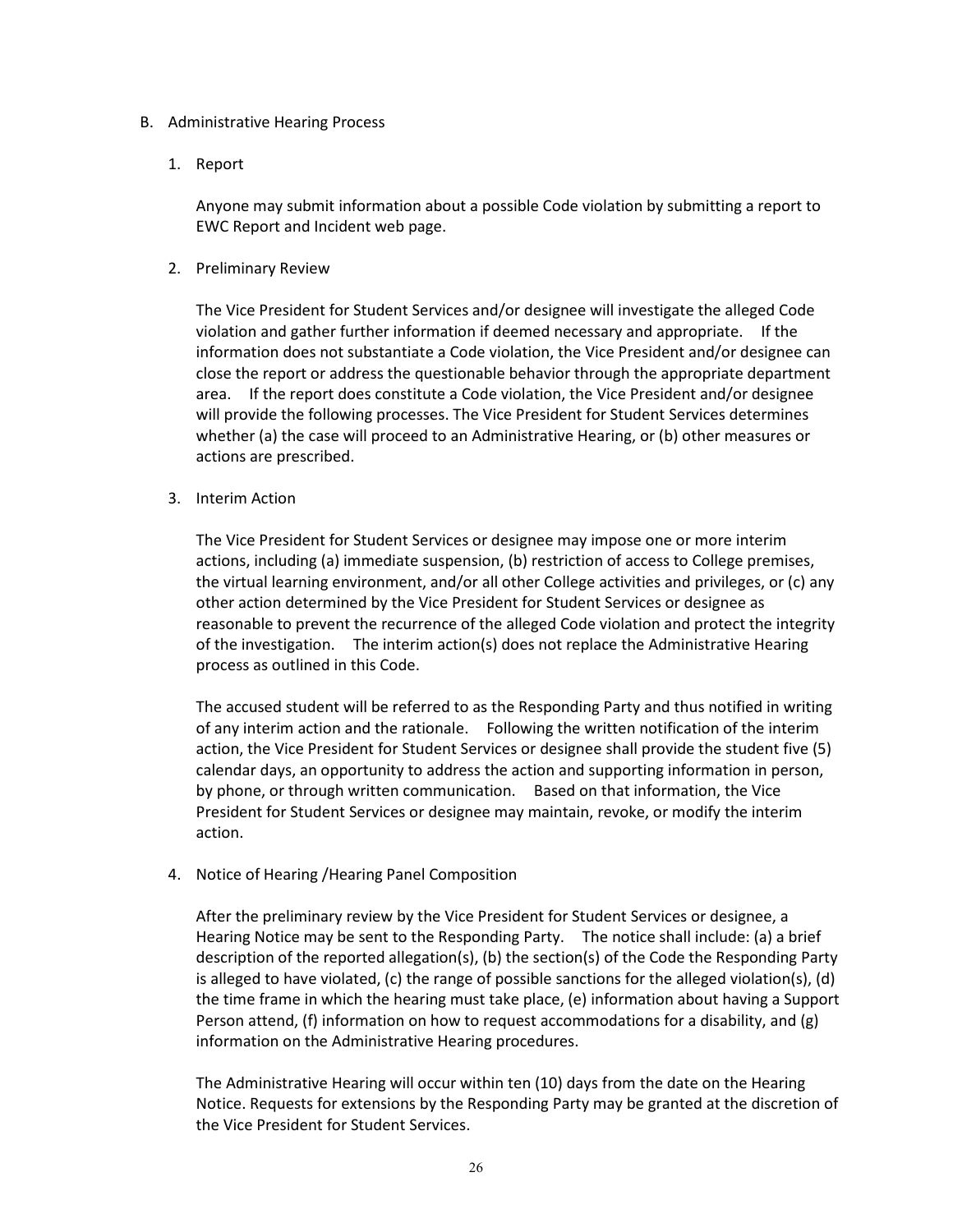## B. Administrative Hearing Process

### 1. Report

Anyone may submit information about a possible Code violation by submitting a report to EWC Report and Incident web page.

### 2. Preliminary Review

The Vice President for Student Services and/or designee will investigate the alleged Code violation and gather further information if deemed necessary and appropriate. If the information does not substantiate a Code violation, the Vice President and/or designee can close the report or address the questionable behavior through the appropriate department area. If the report does constitute a Code violation, the Vice President and/or designee will provide the following processes. The Vice President for Student Services determines whether (a) the case will proceed to an Administrative Hearing, or (b) other measures or actions are prescribed.

### 3. Interim Action

The Vice President for Student Services or designee may impose one or more interim actions, including (a) immediate suspension, (b) restriction of access to College premises, the virtual learning environment, and/or all other College activities and privileges, or (c) any other action determined by the Vice President for Student Services or designee as reasonable to prevent the recurrence of the alleged Code violation and protect the integrity of the investigation. The interim action(s) does not replace the Administrative Hearing process as outlined in this Code.

The accused student will be referred to as the Responding Party and thus notified in writing of any interim action and the rationale. Following the written notification of the interim action, the Vice President for Student Services or designee shall provide the student five (5) calendar days, an opportunity to address the action and supporting information in person, by phone, or through written communication. Based on that information, the Vice President for Student Services or designee may maintain, revoke, or modify the interim action.

### 4. Notice of Hearing /Hearing Panel Composition

After the preliminary review by the Vice President for Student Services or designee, a Hearing Notice may be sent to the Responding Party. The notice shall include: (a) a brief description of the reported allegation(s), (b) the section(s) of the Code the Responding Party is alleged to have violated, (c) the range of possible sanctions for the alleged violation(s), (d) the time frame in which the hearing must take place, (e) information about having a Support Person attend, (f) information on how to request accommodations for a disability, and (g) information on the Administrative Hearing procedures.

The Administrative Hearing will occur within ten (10) days from the date on the Hearing Notice. Requests for extensions by the Responding Party may be granted at the discretion of the Vice President for Student Services.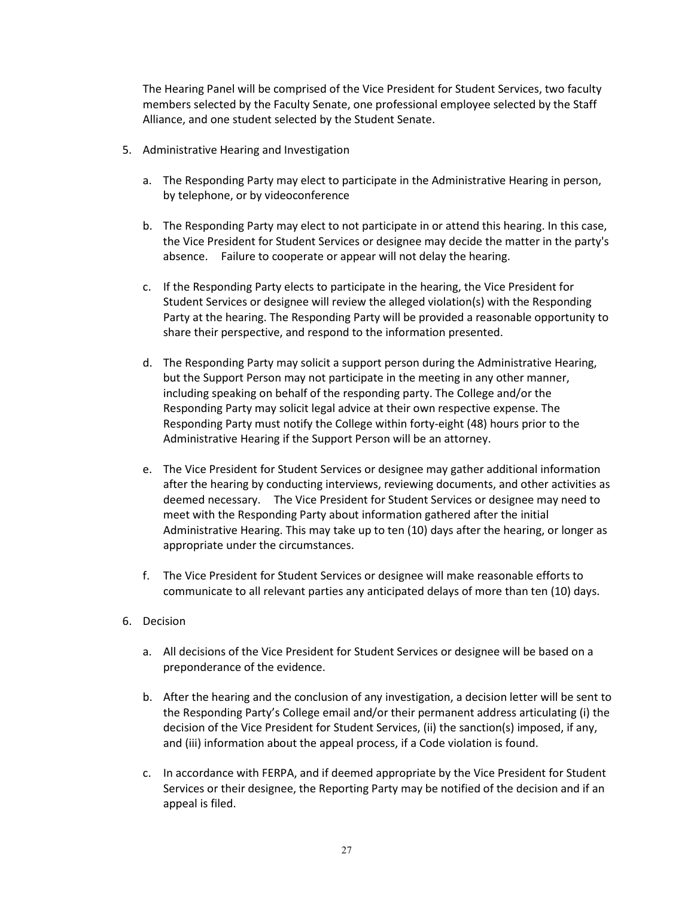The Hearing Panel will be comprised of the Vice President for Student Services, two faculty members selected by the Faculty Senate, one professional employee selected by the Staff Alliance, and one student selected by the Student Senate.

5. Administrative Hearing and Investigation

   a. The Responding Party may elect to participate in the Administrative Hearing in person, by telephone, or by videoconference

   b. The Responding Party may elect to not participate in or attend this hearing. In this case, the Vice President for Student Services or designee may decide the matter in the party's absence. Failure to cooperate or appear will not delay the hearing.

   c. If the Responding Party elects to participate in the hearing, the Vice President for Student Services or designee will review the alleged violation(s) with the Responding Party at the hearing. The Responding Party will be provided a reasonable opportunity to share their perspective, and respond to the information presented.

   d. The Responding Party may solicit a support person during the Administrative Hearing, but the Support Person may not participate in the meeting in any other manner, including speaking on behalf of the responding party. The College and/or the Responding Party may solicit legal advice at their own respective expense. The Responding Party must notify the College within forty-eight (48) hours prior to the Administrative Hearing if the Support Person will be an attorney.

   e. The Vice President for Student Services or designee may gather additional information after the hearing by conducting interviews, reviewing documents, and other activities as deemed necessary. The Vice President for Student Services or designee may need to meet with the Responding Party about information gathered after the initial Administrative Hearing. This may take up to ten (10) days after the hearing, or longer as appropriate under the circumstances.

   f. The Vice President for Student Services or designee will make reasonable efforts to communicate to all relevant parties any anticipated delays of more than ten (10) days.

6. Decision

   a. All decisions of the Vice President for Student Services or designee will be based on a preponderance of the evidence.

   b. After the hearing and the conclusion of any investigation, a decision letter will be sent to the Responding Party's College email and/or their permanent address articulating (i) the decision of the Vice President for Student Services, (ii) the sanction(s) imposed, if any, and (iii) information about the appeal process, if a Code violation is found.

   c. In accordance with FERPA, and if deemed appropriate by the Vice President for Student Services or their designee, the Reporting Party may be notified of the decision and if an appeal is filed.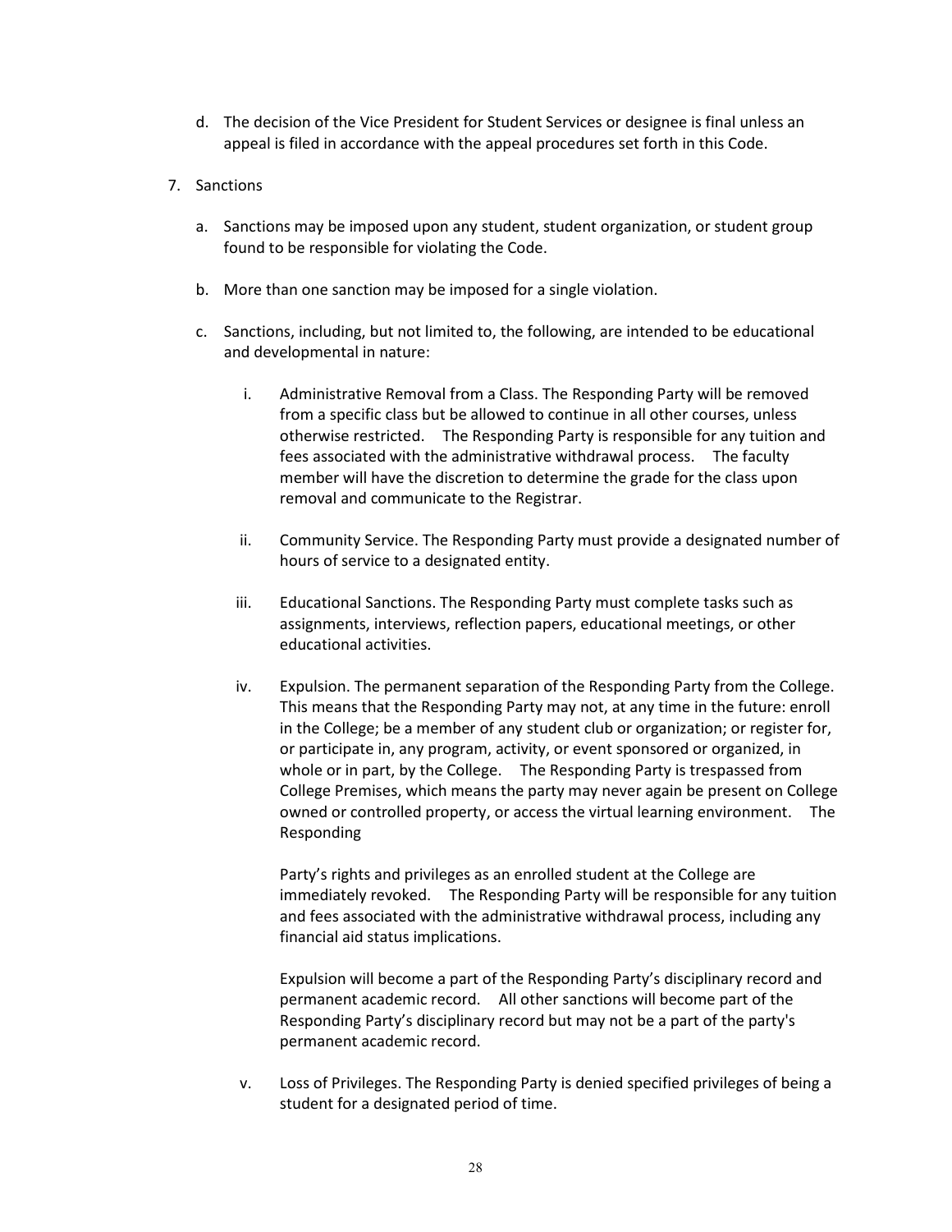d. The decision of the Vice President for Student Services or designee is final unless an appeal is filed in accordance with the appeal procedures set forth in this Code.

7. Sanctions

   a. Sanctions may be imposed upon any student, student organization, or student group found to be responsible for violating the Code.

   b. More than one sanction may be imposed for a single violation.

   c. Sanctions, including, but not limited to, the following, are intended to be educational and developmental in nature:

      i. Administrative Removal from a Class. The Responding Party will be removed from a specific class but be allowed to continue in all other courses, unless otherwise restricted. The Responding Party is responsible for any tuition and fees associated with the administrative withdrawal process. The faculty member will have the discretion to determine the grade for the class upon removal and communicate to the Registrar.

      ii. Community Service. The Responding Party must provide a designated number of hours of service to a designated entity.

      iii. Educational Sanctions. The Responding Party must complete tasks such as assignments, interviews, reflection papers, educational meetings, or other educational activities.

      iv. Expulsion. The permanent separation of the Responding Party from the College. This means that the Responding Party may not, at any time in the future: enroll in the College; be a member of any student club or organization; or register for, or participate in, any program, activity, or event sponsored or organized, in whole or in part, by the College. The Responding Party is trespassed from College Premises, which means the party may never again be present on College owned or controlled property, or access the virtual learning environment. The Responding Party's rights and privileges as an enrolled student at the College are immediately revoked. The Responding Party will be responsible for any tuition and fees associated with the administrative withdrawal process, including any financial aid status implications.

         Expulsion will become a part of the Responding Party's disciplinary record and permanent academic record. All other sanctions will become part of the Responding Party's disciplinary record but may not be a part of the party's permanent academic record.

      v. Loss of Privileges. The Responding Party is denied specified privileges of being a student for a designated period of time.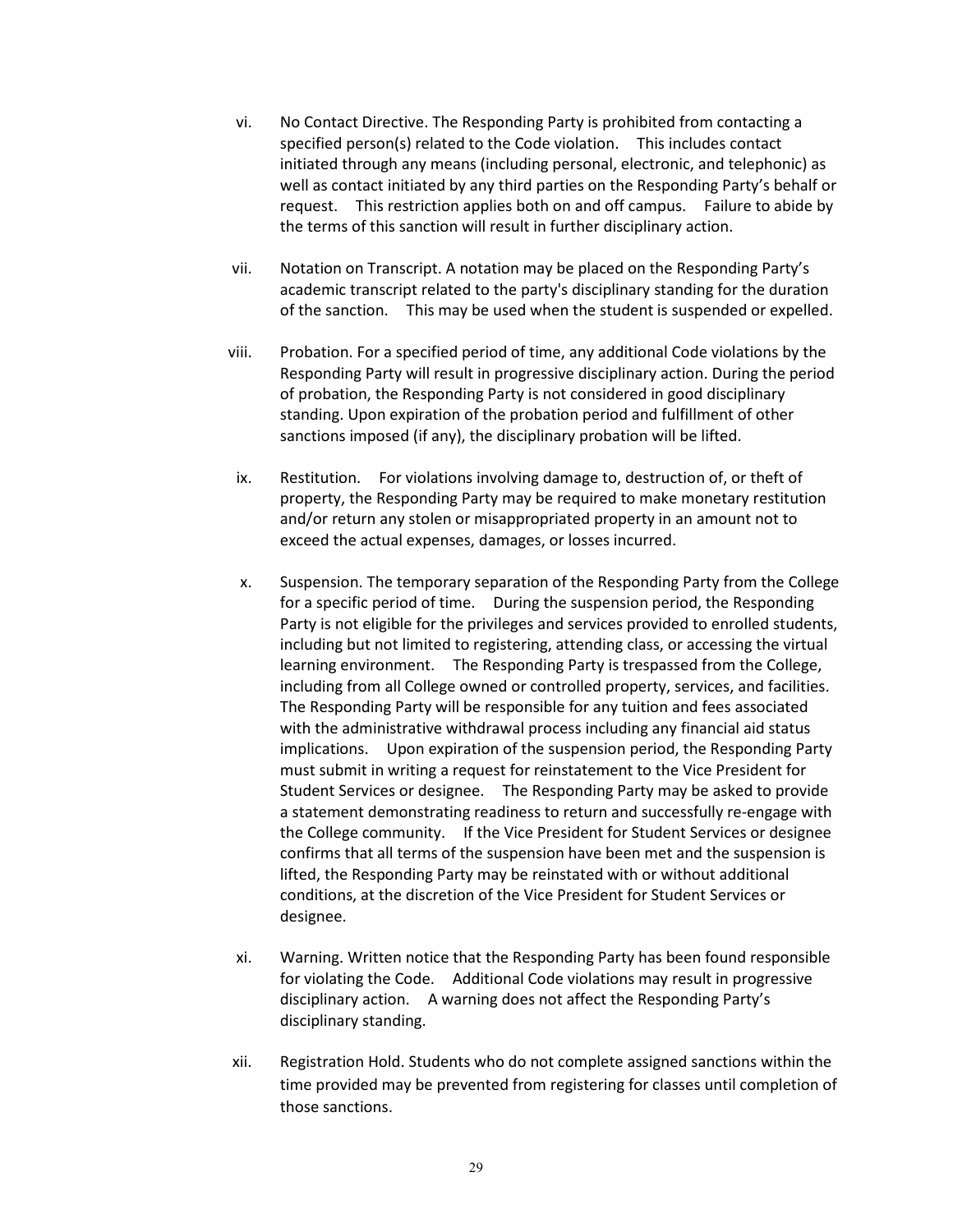vi. No Contact Directive. The Responding Party is prohibited from contacting a specified person(s) related to the Code violation. This includes contact initiated through any means (including personal, electronic, and telephonic) as well as contact initiated by any third parties on the Responding Party's behalf or request. This restriction applies both on and off campus. Failure to abide by the terms of this sanction will result in further disciplinary action.

vii. Notation on Transcript. A notation may be placed on the Responding Party's academic transcript related to the party's disciplinary standing for the duration of the sanction. This may be used when the student is suspended or expelled.

viii. Probation. For a specified period of time, any additional Code violations by the Responding Party will result in progressive disciplinary action. During the period of probation, the Responding Party is not considered in good disciplinary standing. Upon expiration of the probation period and fulfillment of other sanctions imposed (if any), the disciplinary probation will be lifted.

ix. Restitution. For violations involving damage to, destruction of, or theft of property, the Responding Party may be required to make monetary restitution and/or return any stolen or misappropriated property in an amount not to exceed the actual expenses, damages, or losses incurred.

x. Suspension. The temporary separation of the Responding Party from the College for a specific period of time. During the suspension period, the Responding Party is not eligible for the privileges and services provided to enrolled students, including but not limited to registering, attending class, or accessing the virtual learning environment. The Responding Party is trespassed from the College, including from all College owned or controlled property, services, and facilities. The Responding Party will be responsible for any tuition and fees associated with the administrative withdrawal process including any financial aid status implications. Upon expiration of the suspension period, the Responding Party must submit in writing a request for reinstatement to the Vice President for Student Services or designee. The Responding Party may be asked to provide a statement demonstrating readiness to return and successfully re-engage with the College community. If the Vice President for Student Services or designee confirms that all terms of the suspension have been met and the suspension is lifted, the Responding Party may be reinstated with or without additional conditions, at the discretion of the Vice President for Student Services or designee.

xi. Warning. Written notice that the Responding Party has been found responsible for violating the Code. Additional Code violations may result in progressive disciplinary action. A warning does not affect the Responding Party's disciplinary standing.

xii. Registration Hold. Students who do not complete assigned sanctions within the time provided may be prevented from registering for classes until completion of those sanctions.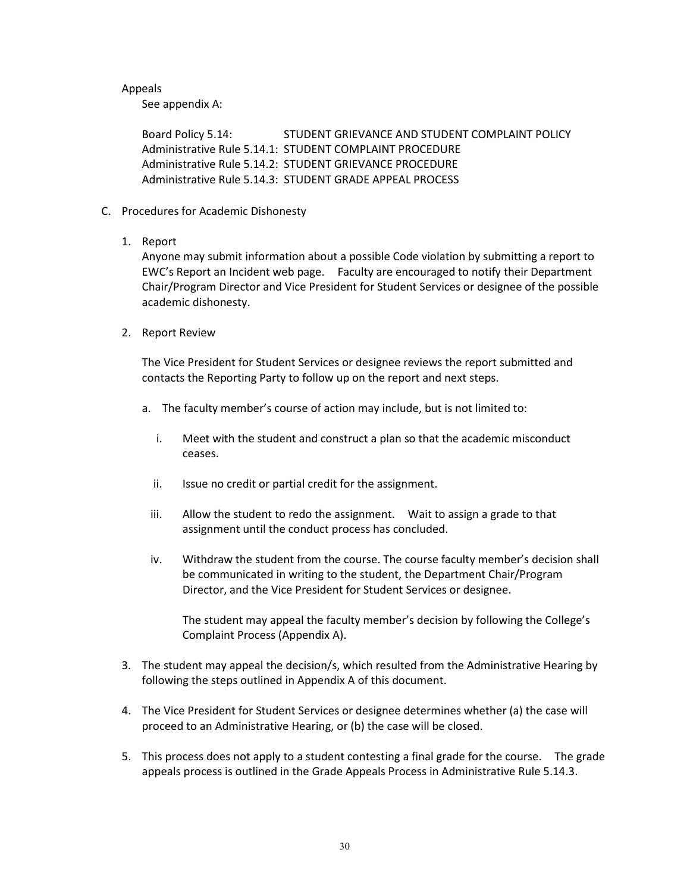Appeals

See appendix A:

Board Policy 5.14: STUDENT GRIEVANCE AND STUDENT COMPLAINT POLICY
Administrative Rule 5.14.1: STUDENT COMPLAINT PROCEDURE
Administrative Rule 5.14.2: STUDENT GRIEVANCE PROCEDURE
Administrative Rule 5.14.3: STUDENT GRADE APPEAL PROCESS

C. Procedures for Academic Dishonesty

1. Report

   Anyone may submit information about a possible Code violation by submitting a report to EWC's Report an Incident web page. Faculty are encouraged to notify their Department Chair/Program Director and Vice President for Student Services or designee of the possible academic dishonesty.

2. Report Review

   The Vice President for Student Services or designee reviews the report submitted and contacts the Reporting Party to follow up on the report and next steps.

   a. The faculty member's course of action may include, but is not limited to:

      i. Meet with the student and construct a plan so that the academic misconduct ceases.

      ii. Issue no credit or partial credit for the assignment.

      iii. Allow the student to redo the assignment. Wait to assign a grade to that assignment until the conduct process has concluded.

      iv. Withdraw the student from the course. The course faculty member's decision shall be communicated in writing to the student, the Department Chair/Program Director, and the Vice President for Student Services or designee.

         The student may appeal the faculty member's decision by following the College's Complaint Process (Appendix A).

3. The student may appeal the decision/s, which resulted from the Administrative Hearing by following the steps outlined in Appendix A of this document.

4. The Vice President for Student Services or designee determines whether (a) the case will proceed to an Administrative Hearing, or (b) the case will be closed.

5. This process does not apply to a student contesting a final grade for the course. The grade appeals process is outlined in the Grade Appeals Process in Administrative Rule 5.14.3.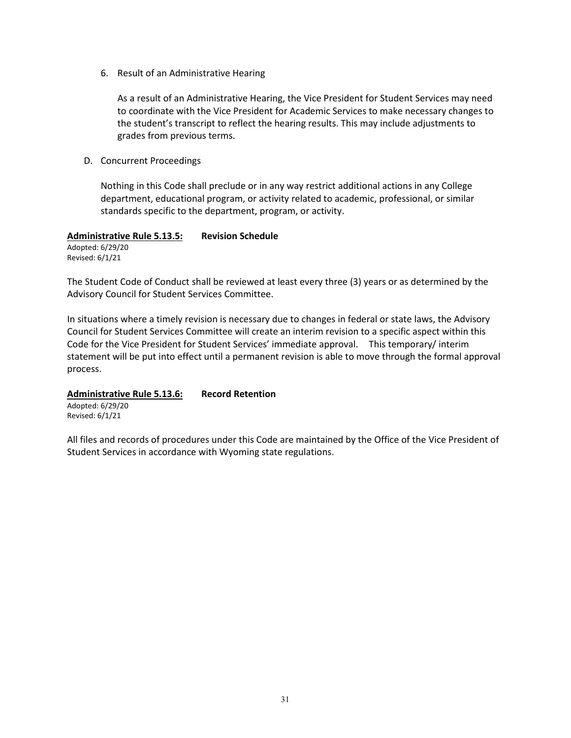6. Result of an Administrative Hearing

   As a result of an Administrative Hearing, the Vice President for Student Services may need to coordinate with the Vice President for Academic Services to make necessary changes to the student's transcript to reflect the hearing results. This may include adjustments to grades from previous terms.

D. Concurrent Proceedings

   Nothing in this Code shall preclude or in any way restrict additional actions in any College department, educational program, or activity related to academic, professional, or similar standards specific to the department, program, or activity.

### <u>Administrative Rule 5.13.5:</u> Revision Schedule

Adopted: 6/29/20
Revised: 6/1/21

The Student Code of Conduct shall be reviewed at least every three (3) years or as determined by the Advisory Council for Student Services Committee.

In situations where a timely revision is necessary due to changes in federal or state laws, the Advisory Council for Student Services Committee will create an interim revision to a specific aspect within this Code for the Vice President for Student Services' immediate approval. This temporary/ interim statement will be put into effect until a permanent revision is able to move through the formal approval process.

### <u>Administrative Rule 5.13.6:</u> Record Retention

Adopted: 6/29/20
Revised: 6/1/21

All files and records of procedures under this Code are maintained by the Office of the Vice President of Student Services in accordance with Wyoming state regulations.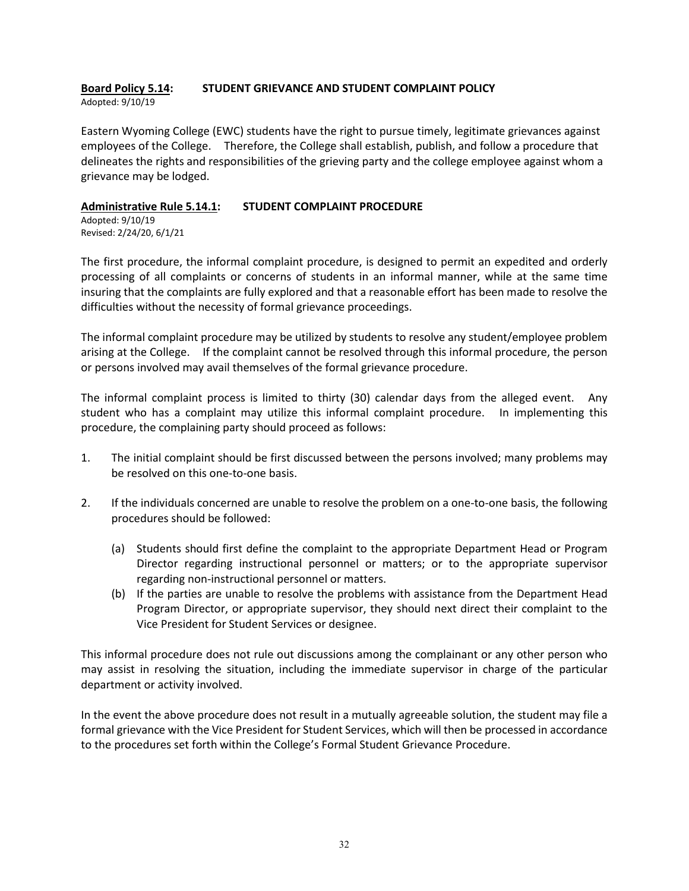**<u>Board Policy 5.14</u>:     STUDENT GRIEVANCE AND STUDENT COMPLAINT POLICY**

Adopted: 9/10/19

Eastern Wyoming College (EWC) students have the right to pursue timely, legitimate grievances against employees of the College. Therefore, the College shall establish, publish, and follow a procedure that delineates the rights and responsibilities of the grieving party and the college employee against whom a grievance may be lodged.

**<u>Administrative Rule 5.14.1</u>:     STUDENT COMPLAINT PROCEDURE**

Adopted: 9/10/19
Revised: 2/24/20, 6/1/21

The first procedure, the informal complaint procedure, is designed to permit an expedited and orderly processing of all complaints or concerns of students in an informal manner, while at the same time insuring that the complaints are fully explored and that a reasonable effort has been made to resolve the difficulties without the necessity of formal grievance proceedings.

The informal complaint procedure may be utilized by students to resolve any student/employee problem arising at the College. If the complaint cannot be resolved through this informal procedure, the person or persons involved may avail themselves of the formal grievance procedure.

The informal complaint process is limited to thirty (30) calendar days from the alleged event. Any student who has a complaint may utilize this informal complaint procedure. In implementing this procedure, the complaining party should proceed as follows:

1. The initial complaint should be first discussed between the persons involved; many problems may be resolved on this one-to-one basis.
2. If the individuals concerned are unable to resolve the problem on a one-to-one basis, the following procedures should be followed:
   (a) Students should first define the complaint to the appropriate Department Head or Program Director regarding instructional personnel or matters; or to the appropriate supervisor regarding non-instructional personnel or matters.
   (b) If the parties are unable to resolve the problems with assistance from the Department Head Program Director, or appropriate supervisor, they should next direct their complaint to the Vice President for Student Services or designee.

This informal procedure does not rule out discussions among the complainant or any other person who may assist in resolving the situation, including the immediate supervisor in charge of the particular department or activity involved.

In the event the above procedure does not result in a mutually agreeable solution, the student may file a formal grievance with the Vice President for Student Services, which will then be processed in accordance to the procedures set forth within the College's Formal Student Grievance Procedure.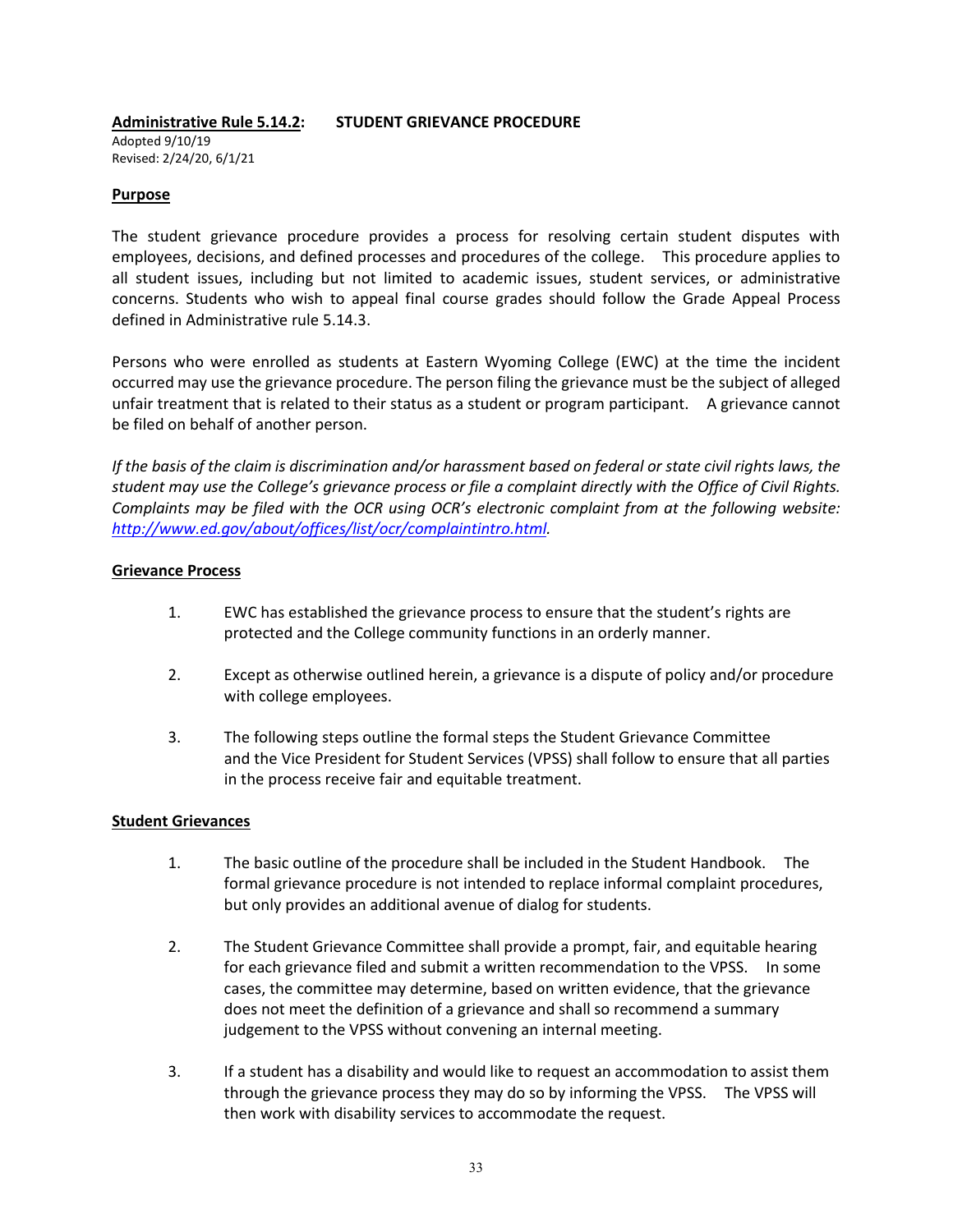**Administrative Rule 5.14.2: STUDENT GRIEVANCE PROCEDURE**

Adopted 9/10/19
Revised: 2/24/20, 6/1/21

**Purpose**

The student grievance procedure provides a process for resolving certain student disputes with employees, decisions, and defined processes and procedures of the college. This procedure applies to all student issues, including but not limited to academic issues, student services, or administrative concerns. Students who wish to appeal final course grades should follow the Grade Appeal Process defined in Administrative rule 5.14.3.

Persons who were enrolled as students at Eastern Wyoming College (EWC) at the time the incident occurred may use the grievance procedure. The person filing the grievance must be the subject of alleged unfair treatment that is related to their status as a student or program participant. A grievance cannot be filed on behalf of another person.

*If the basis of the claim is discrimination and/or harassment based on federal or state civil rights laws, the student may use the College's grievance process or file a complaint directly with the Office of Civil Rights. Complaints may be filed with the OCR using OCR's electronic complaint from at the following website: [http://www.ed.gov/about/offices/list/ocr/complaintintro.html](http://www.ed.gov/about/offices/list/ocr/complaintintro.html).*

**Grievance Process**

1. EWC has established the grievance process to ensure that the student's rights are protected and the College community functions in an orderly manner.

2. Except as otherwise outlined herein, a grievance is a dispute of policy and/or procedure with college employees.

3. The following steps outline the formal steps the Student Grievance Committee and the Vice President for Student Services (VPSS) shall follow to ensure that all parties in the process receive fair and equitable treatment.

**Student Grievances**

1. The basic outline of the procedure shall be included in the Student Handbook. The formal grievance procedure is not intended to replace informal complaint procedures, but only provides an additional avenue of dialog for students.

2. The Student Grievance Committee shall provide a prompt, fair, and equitable hearing for each grievance filed and submit a written recommendation to the VPSS. In some cases, the committee may determine, based on written evidence, that the grievance does not meet the definition of a grievance and shall so recommend a summary judgement to the VPSS without convening an internal meeting.

3. If a student has a disability and would like to request an accommodation to assist them through the grievance process they may do so by informing the VPSS. The VPSS will then work with disability services to accommodate the request.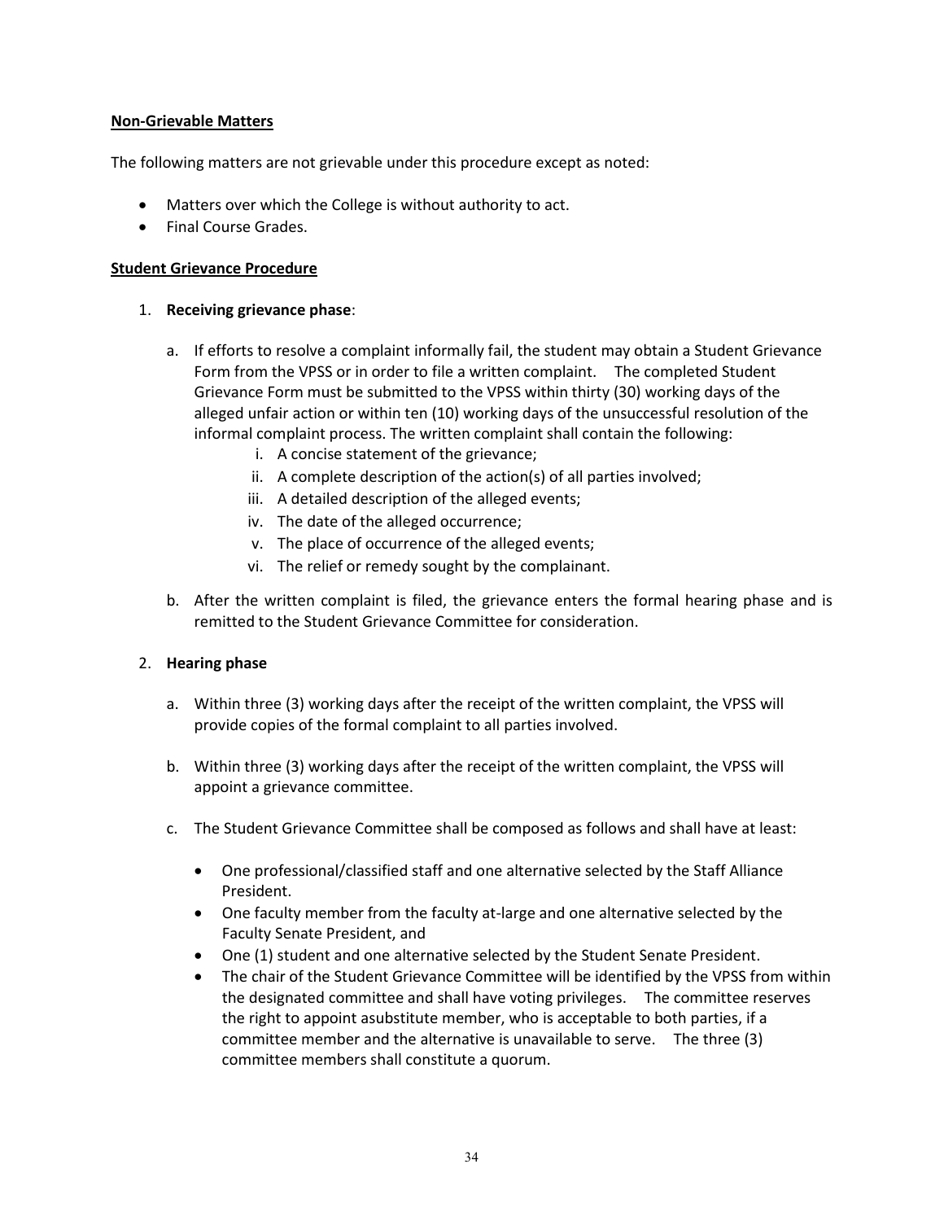**Non-Grievable Matters**

The following matters are not grievable under this procedure except as noted:

- Matters over which the College is without authority to act.
- Final Course Grades.

**Student Grievance Procedure**

1. **Receiving grievance phase**:

   a. If efforts to resolve a complaint informally fail, the student may obtain a Student Grievance Form from the VPSS or in order to file a written complaint. The completed Student Grievance Form must be submitted to the VPSS within thirty (30) working days of the alleged unfair action or within ten (10) working days of the unsuccessful resolution of the informal complaint process. The written complaint shall contain the following:

      i. A concise statement of the grievance;
      ii. A complete description of the action(s) of all parties involved;
      iii. A detailed description of the alleged events;
      iv. The date of the alleged occurrence;
      v. The place of occurrence of the alleged events;
      vi. The relief or remedy sought by the complainant.

   b. After the written complaint is filed, the grievance enters the formal hearing phase and is remitted to the Student Grievance Committee for consideration.

2. **Hearing phase**

   a. Within three (3) working days after the receipt of the written complaint, the VPSS will provide copies of the formal complaint to all parties involved.

   b. Within three (3) working days after the receipt of the written complaint, the VPSS will appoint a grievance committee.

   c. The Student Grievance Committee shall be composed as follows and shall have at least:

      - One professional/classified staff and one alternative selected by the Staff Alliance President.
      - One faculty member from the faculty at-large and one alternative selected by the Faculty Senate President, and
      - One (1) student and one alternative selected by the Student Senate President.
      - The chair of the Student Grievance Committee will be identified by the VPSS from within the designated committee and shall have voting privileges. The committee reserves the right to appoint asubstitute member, who is acceptable to both parties, if a committee member and the alternative is unavailable to serve. The three (3) committee members shall constitute a quorum.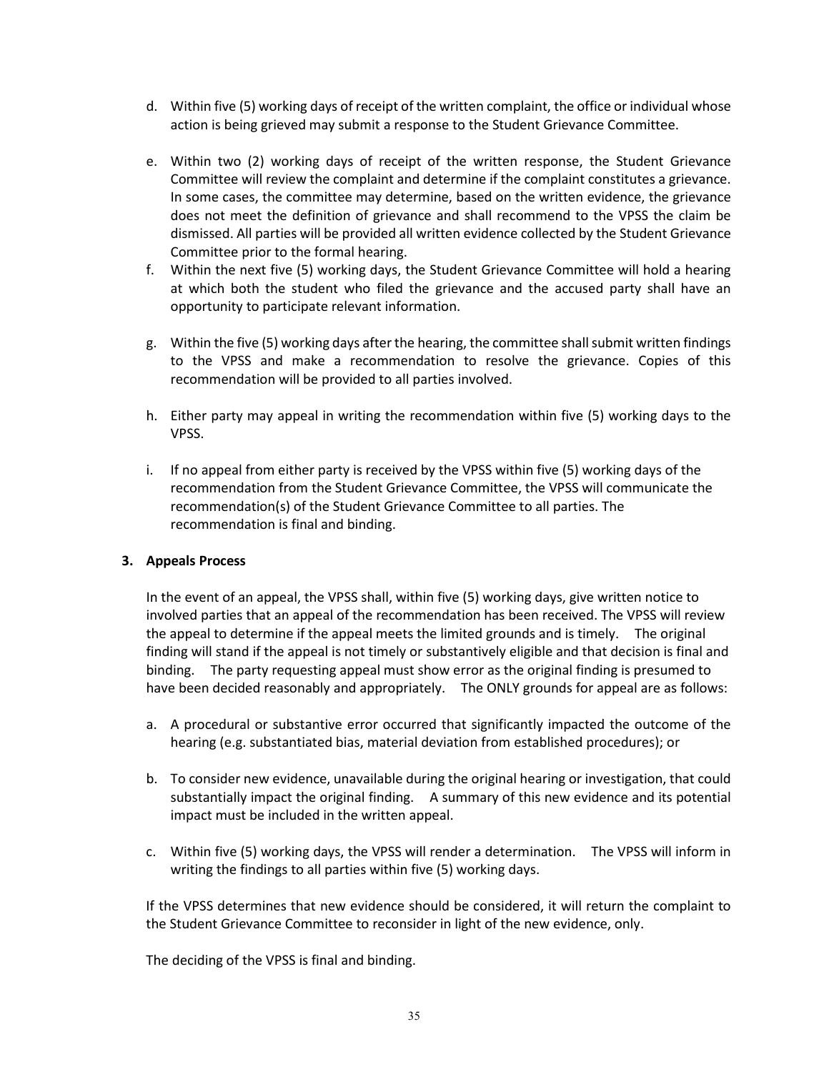d. Within five (5) working days of receipt of the written complaint, the office or individual whose action is being grieved may submit a response to the Student Grievance Committee.

e. Within two (2) working days of receipt of the written response, the Student Grievance Committee will review the complaint and determine if the complaint constitutes a grievance. In some cases, the committee may determine, based on the written evidence, the grievance does not meet the definition of grievance and shall recommend to the VPSS the claim be dismissed. All parties will be provided all written evidence collected by the Student Grievance Committee prior to the formal hearing.

f. Within the next five (5) working days, the Student Grievance Committee will hold a hearing at which both the student who filed the grievance and the accused party shall have an opportunity to participate relevant information.

g. Within the five (5) working days after the hearing, the committee shall submit written findings to the VPSS and make a recommendation to resolve the grievance. Copies of this recommendation will be provided to all parties involved.

h. Either party may appeal in writing the recommendation within five (5) working days to the VPSS.

i. If no appeal from either party is received by the VPSS within five (5) working days of the recommendation from the Student Grievance Committee, the VPSS will communicate the recommendation(s) of the Student Grievance Committee to all parties. The recommendation is final and binding.

**3. Appeals Process**

In the event of an appeal, the VPSS shall, within five (5) working days, give written notice to involved parties that an appeal of the recommendation has been received. The VPSS will review the appeal to determine if the appeal meets the limited grounds and is timely. The original finding will stand if the appeal is not timely or substantively eligible and that decision is final and binding. The party requesting appeal must show error as the original finding is presumed to have been decided reasonably and appropriately. The ONLY grounds for appeal are as follows:

a. A procedural or substantive error occurred that significantly impacted the outcome of the hearing (e.g. substantiated bias, material deviation from established procedures); or

b. To consider new evidence, unavailable during the original hearing or investigation, that could substantially impact the original finding. A summary of this new evidence and its potential impact must be included in the written appeal.

c. Within five (5) working days, the VPSS will render a determination. The VPSS will inform in writing the findings to all parties within five (5) working days.

If the VPSS determines that new evidence should be considered, it will return the complaint to the Student Grievance Committee to reconsider in light of the new evidence, only.

The deciding of the VPSS is final and binding.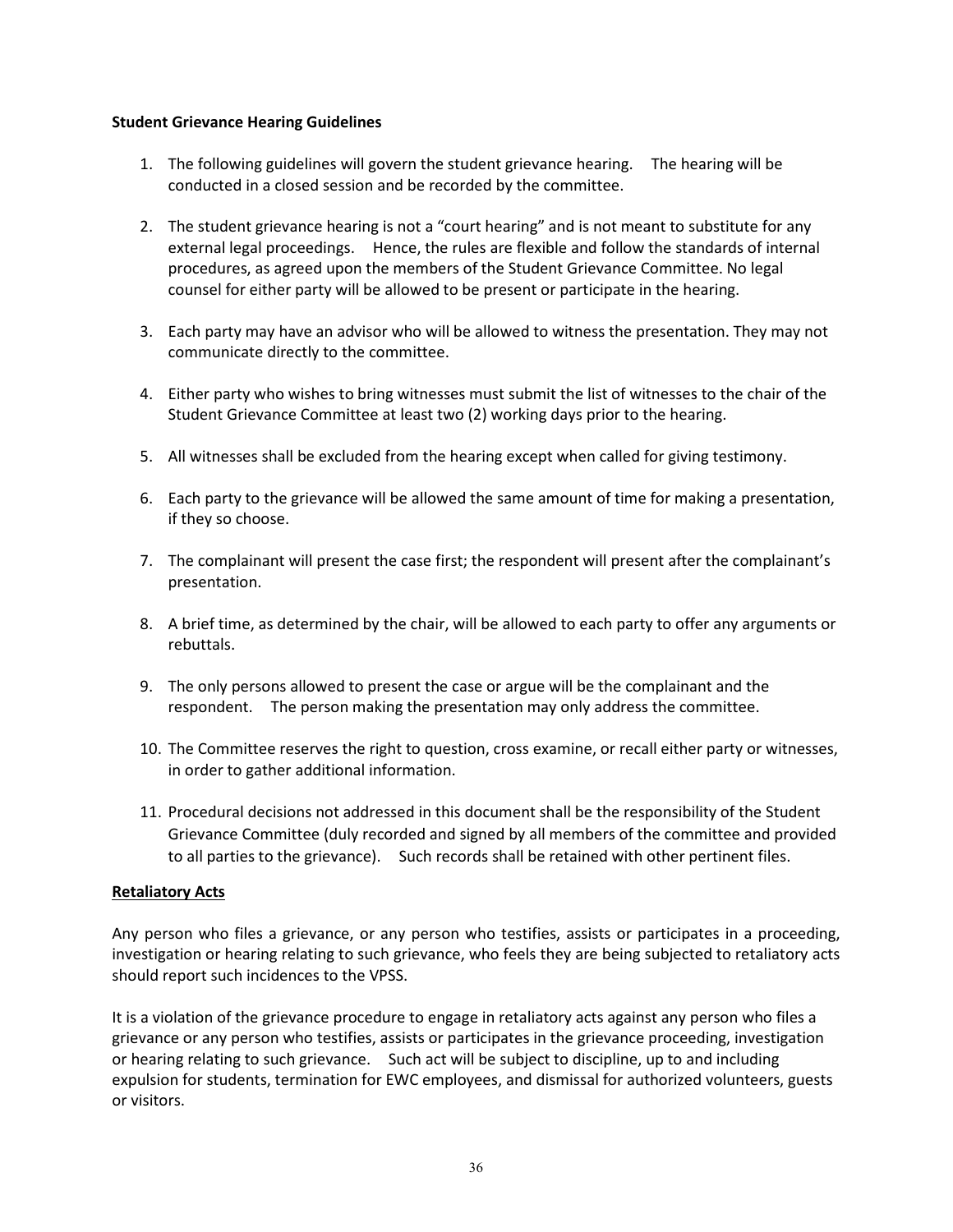**Student Grievance Hearing Guidelines**

1. The following guidelines will govern the student grievance hearing. The hearing will be conducted in a closed session and be recorded by the committee.

2. The student grievance hearing is not a "court hearing" and is not meant to substitute for any external legal proceedings. Hence, the rules are flexible and follow the standards of internal procedures, as agreed upon the members of the Student Grievance Committee. No legal counsel for either party will be allowed to be present or participate in the hearing.

3. Each party may have an advisor who will be allowed to witness the presentation. They may not communicate directly to the committee.

4. Either party who wishes to bring witnesses must submit the list of witnesses to the chair of the Student Grievance Committee at least two (2) working days prior to the hearing.

5. All witnesses shall be excluded from the hearing except when called for giving testimony.

6. Each party to the grievance will be allowed the same amount of time for making a presentation, if they so choose.

7. The complainant will present the case first; the respondent will present after the complainant's presentation.

8. A brief time, as determined by the chair, will be allowed to each party to offer any arguments or rebuttals.

9. The only persons allowed to present the case or argue will be the complainant and the respondent. The person making the presentation may only address the committee.

10. The Committee reserves the right to question, cross examine, or recall either party or witnesses, in order to gather additional information.

11. Procedural decisions not addressed in this document shall be the responsibility of the Student Grievance Committee (duly recorded and signed by all members of the committee and provided to all parties to the grievance). Such records shall be retained with other pertinent files.

**Retaliatory Acts**

Any person who files a grievance, or any person who testifies, assists or participates in a proceeding, investigation or hearing relating to such grievance, who feels they are being subjected to retaliatory acts should report such incidences to the VPSS.

It is a violation of the grievance procedure to engage in retaliatory acts against any person who files a grievance or any person who testifies, assists or participates in the grievance proceeding, investigation or hearing relating to such grievance. Such act will be subject to discipline, up to and including expulsion for students, termination for EWC employees, and dismissal for authorized volunteers, guests or visitors.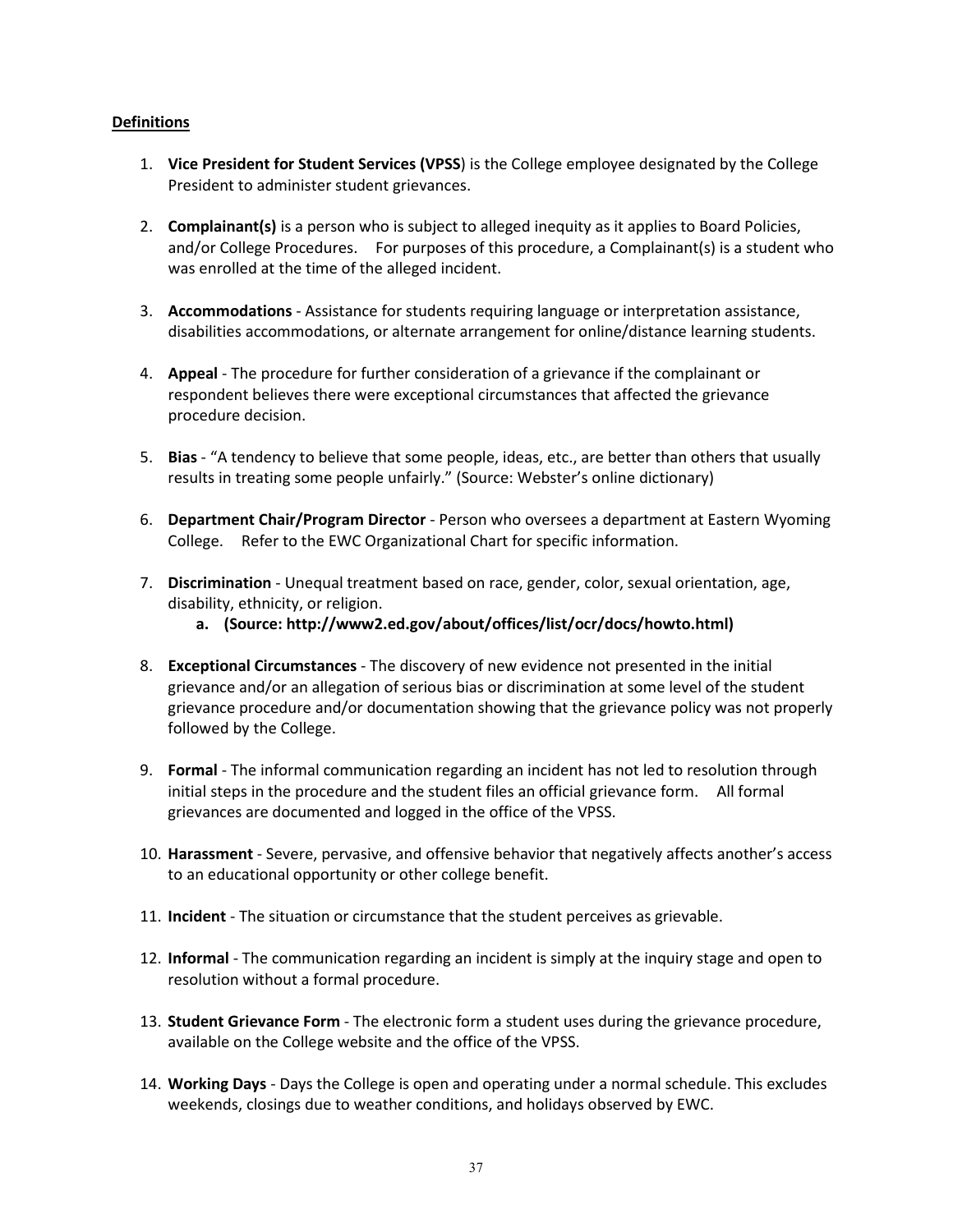**Definitions**

1. **Vice President for Student Services (VPSS**) is the College employee designated by the College President to administer student grievances.

2. **Complainant(s)** is a person who is subject to alleged inequity as it applies to Board Policies, and/or College Procedures. For purposes of this procedure, a Complainant(s) is a student who was enrolled at the time of the alleged incident.

3. **Accommodations** - Assistance for students requiring language or interpretation assistance, disabilities accommodations, or alternate arrangement for online/distance learning students.

4. **Appeal** - The procedure for further consideration of a grievance if the complainant or respondent believes there were exceptional circumstances that affected the grievance procedure decision.

5. **Bias** - "A tendency to believe that some people, ideas, etc., are better than others that usually results in treating some people unfairly." (Source: Webster's online dictionary)

6. **Department Chair/Program Director** - Person who oversees a department at Eastern Wyoming College. Refer to the EWC Organizational Chart for specific information.

7. **Discrimination** - Unequal treatment based on race, gender, color, sexual orientation, age, disability, ethnicity, or religion.
   a. **(Source: http://www2.ed.gov/about/offices/list/ocr/docs/howto.html)**

8. **Exceptional Circumstances** - The discovery of new evidence not presented in the initial grievance and/or an allegation of serious bias or discrimination at some level of the student grievance procedure and/or documentation showing that the grievance policy was not properly followed by the College.

9. **Formal** - The informal communication regarding an incident has not led to resolution through initial steps in the procedure and the student files an official grievance form. All formal grievances are documented and logged in the office of the VPSS.

10. **Harassment** - Severe, pervasive, and offensive behavior that negatively affects another's access to an educational opportunity or other college benefit.

11. **Incident** - The situation or circumstance that the student perceives as grievable.

12. **Informal** - The communication regarding an incident is simply at the inquiry stage and open to resolution without a formal procedure.

13. **Student Grievance Form** - The electronic form a student uses during the grievance procedure, available on the College website and the office of the VPSS.

14. **Working Days** - Days the College is open and operating under a normal schedule. This excludes weekends, closings due to weather conditions, and holidays observed by EWC.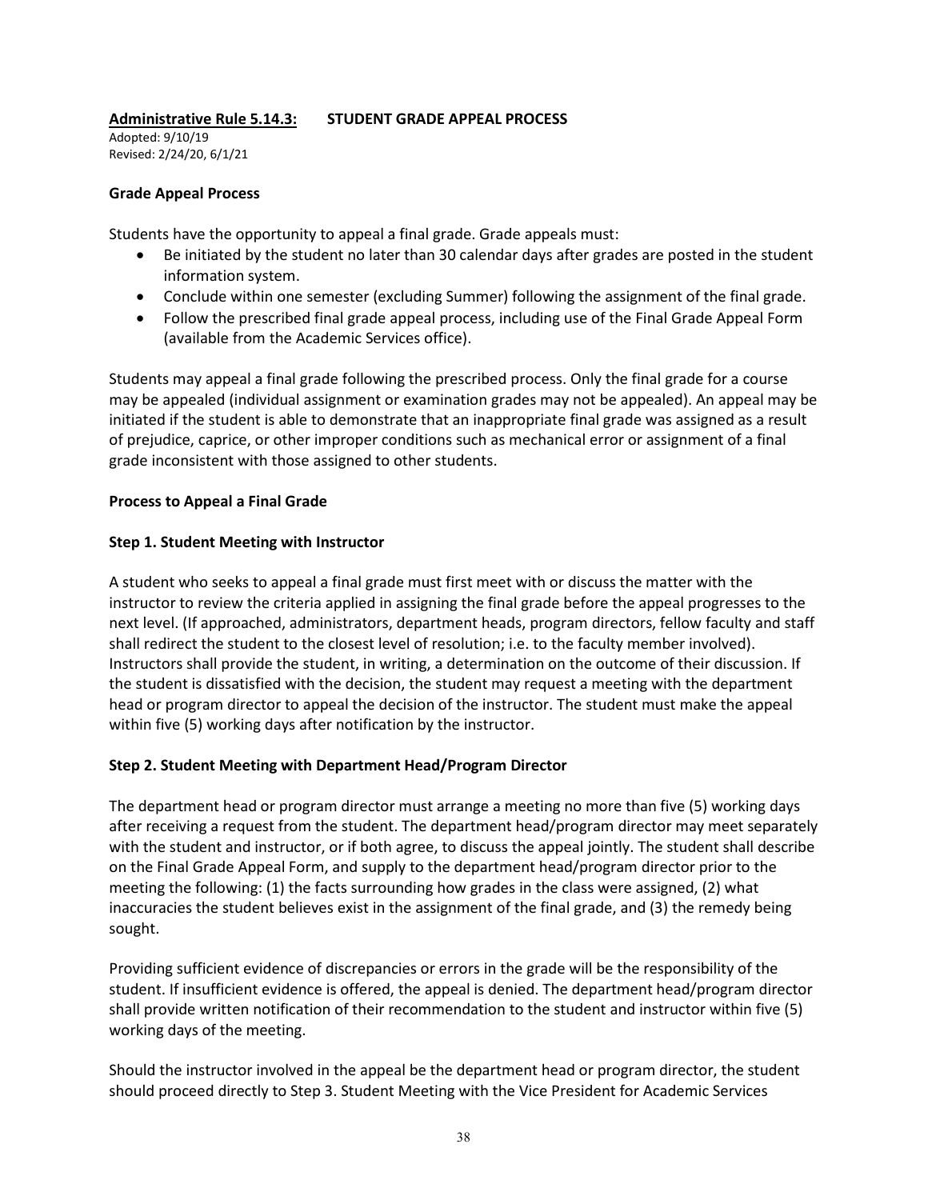**Administrative Rule 5.14.3: STUDENT GRADE APPEAL PROCESS**

Adopted: 9/10/19
Revised: 2/24/20, 6/1/21

**Grade Appeal Process**

Students have the opportunity to appeal a final grade. Grade appeals must:

- Be initiated by the student no later than 30 calendar days after grades are posted in the student information system.
- Conclude within one semester (excluding Summer) following the assignment of the final grade.
- Follow the prescribed final grade appeal process, including use of the Final Grade Appeal Form (available from the Academic Services office).

Students may appeal a final grade following the prescribed process. Only the final grade for a course may be appealed (individual assignment or examination grades may not be appealed). An appeal may be initiated if the student is able to demonstrate that an inappropriate final grade was assigned as a result of prejudice, caprice, or other improper conditions such as mechanical error or assignment of a final grade inconsistent with those assigned to other students.

**Process to Appeal a Final Grade**

**Step 1. Student Meeting with Instructor**

A student who seeks to appeal a final grade must first meet with or discuss the matter with the instructor to review the criteria applied in assigning the final grade before the appeal progresses to the next level. (If approached, administrators, department heads, program directors, fellow faculty and staff shall redirect the student to the closest level of resolution; i.e. to the faculty member involved). Instructors shall provide the student, in writing, a determination on the outcome of their discussion. If the student is dissatisfied with the decision, the student may request a meeting with the department head or program director to appeal the decision of the instructor. The student must make the appeal within five (5) working days after notification by the instructor.

**Step 2. Student Meeting with Department Head/Program Director**

The department head or program director must arrange a meeting no more than five (5) working days after receiving a request from the student. The department head/program director may meet separately with the student and instructor, or if both agree, to discuss the appeal jointly. The student shall describe on the Final Grade Appeal Form, and supply to the department head/program director prior to the meeting the following: (1) the facts surrounding how grades in the class were assigned, (2) what inaccuracies the student believes exist in the assignment of the final grade, and (3) the remedy being sought.

Providing sufficient evidence of discrepancies or errors in the grade will be the responsibility of the student. If insufficient evidence is offered, the appeal is denied. The department head/program director shall provide written notification of their recommendation to the student and instructor within five (5) working days of the meeting.

Should the instructor involved in the appeal be the department head or program director, the student should proceed directly to Step 3. Student Meeting with the Vice President for Academic Services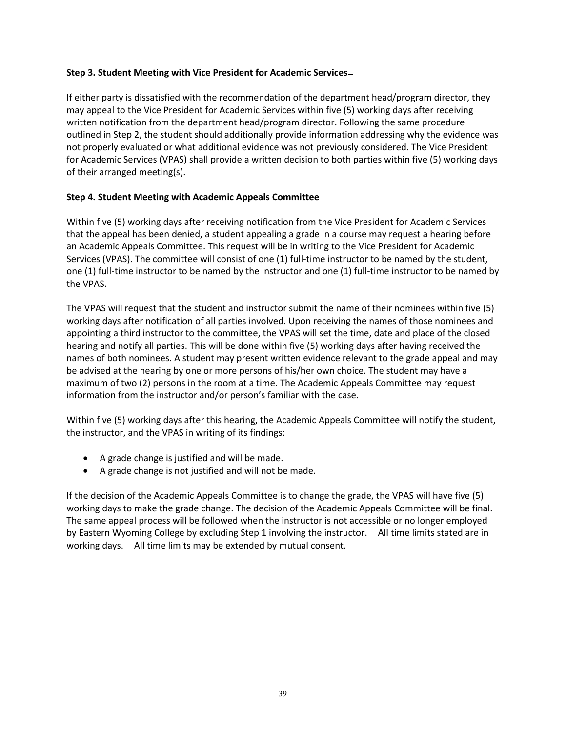**Step 3. Student Meeting with Vice President for Academic Services**

If either party is dissatisfied with the recommendation of the department head/program director, they may appeal to the Vice President for Academic Services within five (5) working days after receiving written notification from the department head/program director. Following the same procedure outlined in Step 2, the student should additionally provide information addressing why the evidence was not properly evaluated or what additional evidence was not previously considered. The Vice President for Academic Services (VPAS) shall provide a written decision to both parties within five (5) working days of their arranged meeting(s).

**Step 4. Student Meeting with Academic Appeals Committee**

Within five (5) working days after receiving notification from the Vice President for Academic Services that the appeal has been denied, a student appealing a grade in a course may request a hearing before an Academic Appeals Committee. This request will be in writing to the Vice President for Academic Services (VPAS). The committee will consist of one (1) full-time instructor to be named by the student, one (1) full-time instructor to be named by the instructor and one (1) full-time instructor to be named by the VPAS.

The VPAS will request that the student and instructor submit the name of their nominees within five (5) working days after notification of all parties involved. Upon receiving the names of those nominees and appointing a third instructor to the committee, the VPAS will set the time, date and place of the closed hearing and notify all parties. This will be done within five (5) working days after having received the names of both nominees. A student may present written evidence relevant to the grade appeal and may be advised at the hearing by one or more persons of his/her own choice. The student may have a maximum of two (2) persons in the room at a time. The Academic Appeals Committee may request information from the instructor and/or person's familiar with the case.

Within five (5) working days after this hearing, the Academic Appeals Committee will notify the student, the instructor, and the VPAS in writing of its findings:

- A grade change is justified and will be made.
- A grade change is not justified and will not be made.

If the decision of the Academic Appeals Committee is to change the grade, the VPAS will have five (5) working days to make the grade change. The decision of the Academic Appeals Committee will be final. The same appeal process will be followed when the instructor is not accessible or no longer employed by Eastern Wyoming College by excluding Step 1 involving the instructor. All time limits stated are in working days. All time limits may be extended by mutual consent.